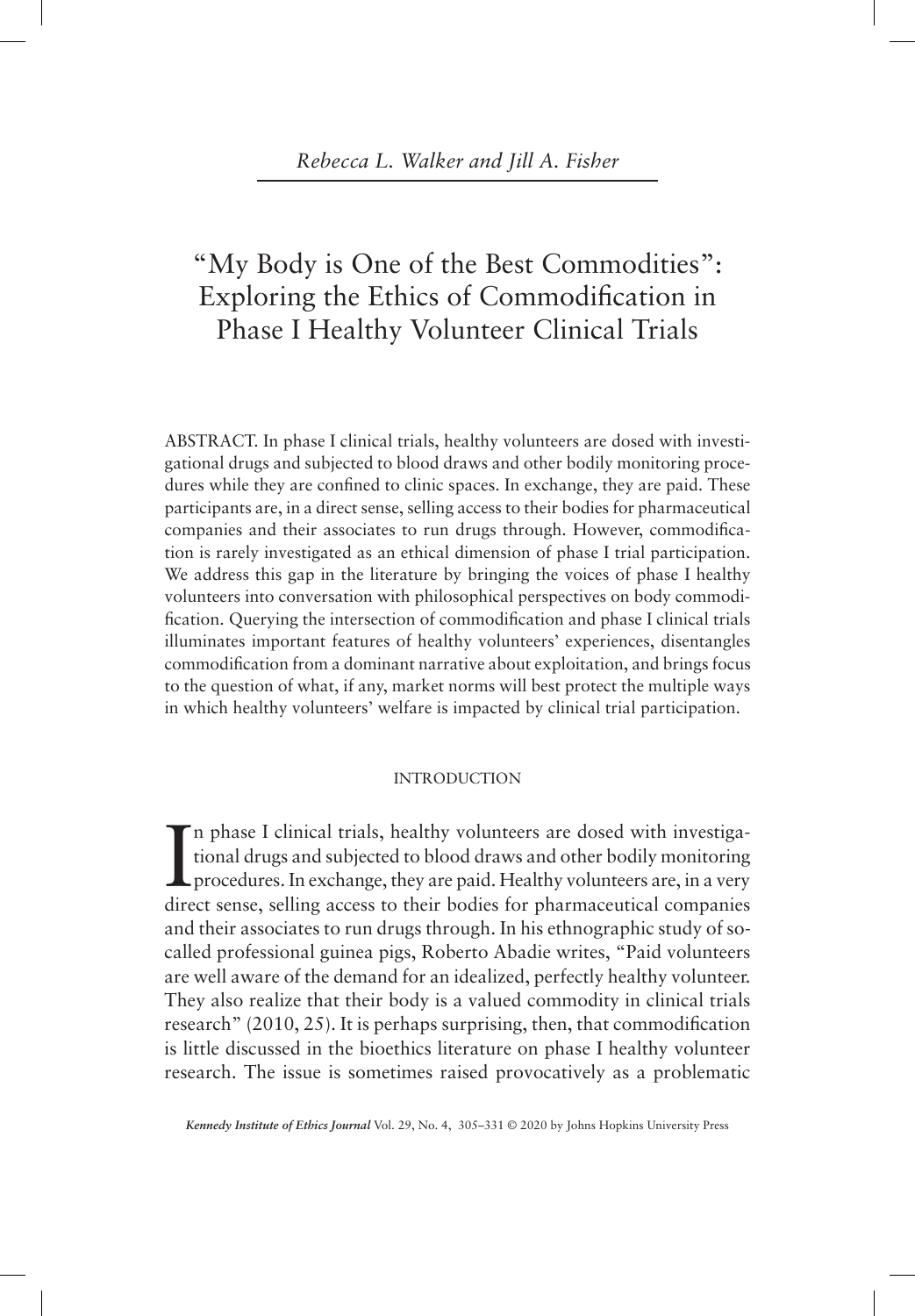*Rebecca L. Walker and Jill A. Fisher*

# "My Body is One of the Best Commodities": Exploring the Ethics of Commodification in Phase I Healthy Volunteer Clinical Trials

ABSTRACT. In phase I clinical trials, healthy volunteers are dosed with investigational drugs and subjected to blood draws and other bodily monitoring procedures while they are confined to clinic spaces. In exchange, they are paid. These participants are, in a direct sense, selling access to their bodies for pharmaceutical companies and their associates to run drugs through. However, commodification is rarely investigated as an ethical dimension of phase I trial participation. We address this gap in the literature by bringing the voices of phase I healthy volunteers into conversation with philosophical perspectives on body commodification. Querying the intersection of commodification and phase I clinical trials illuminates important features of healthy volunteers' experiences, disentangles commodification from a dominant narrative about exploitation, and brings focus to the question of what, if any, market norms will best protect the multiple ways in which healthy volunteers' welfare is impacted by clinical trial participation.

## INTRODUCTION

In phase I clinical trials, healthy volunteers are dosed with investigational drugs and subjected to blood draws and other bodily monitoring procedures. In exchange, they are paid. Healthy volunteers are, in a very direct sense, selling access to their bodies for pharmaceutical companies and their associates to run drugs through. In his ethnographic study of so-called professional guinea pigs, Roberto Abadie writes, "Paid volunteers are well aware of the demand for an idealized, perfectly healthy volunteer. They also realize that their body is a valued commodity in clinical trials research" (2010, 25). It is perhaps surprising, then, that commodification is little discussed in the bioethics literature on phase I healthy volunteer research. The issue is sometimes raised provocatively as a problematic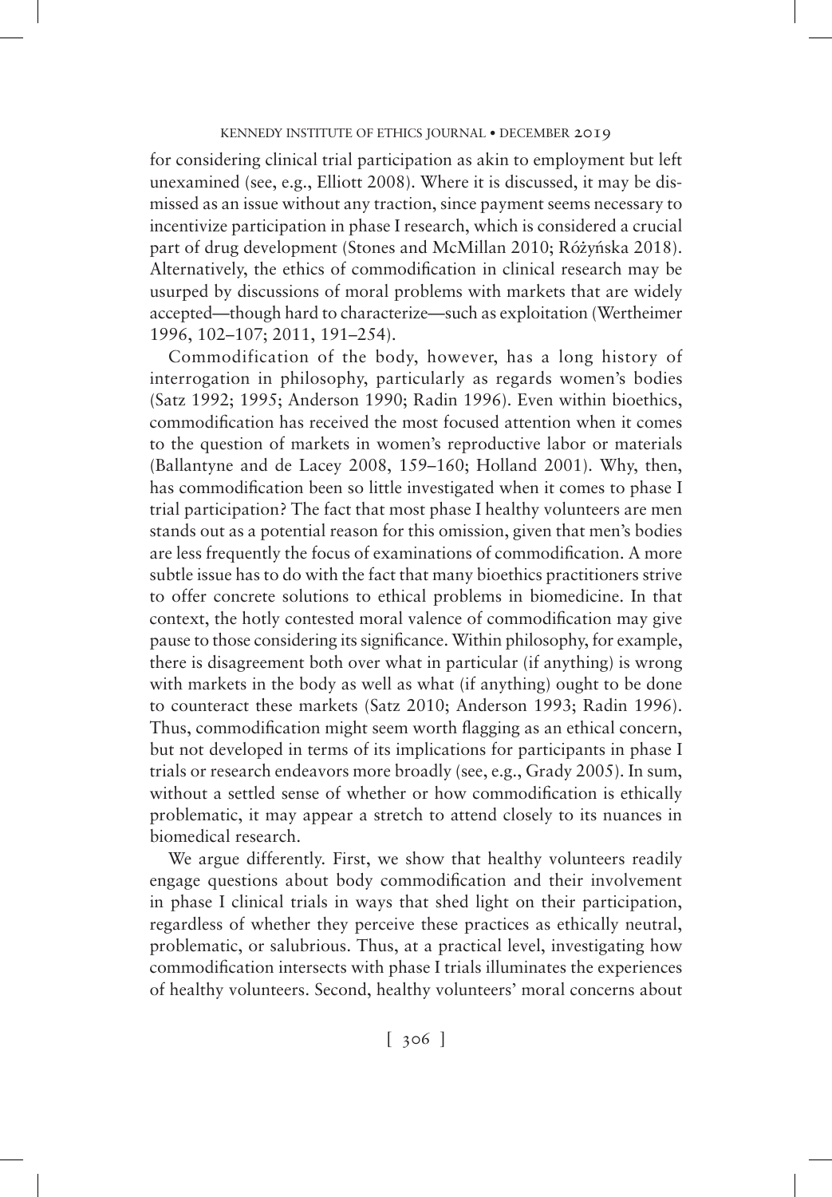for considering clinical trial participation as akin to employment but left unexamined (see, e.g., Elliott 2008). Where it is discussed, it may be dismissed as an issue without any traction, since payment seems necessary to incentivize participation in phase I research, which is considered a crucial part of drug development (Stones and McMillan 2010; Różyńska 2018). Alternatively, the ethics of commodification in clinical research may be usurped by discussions of moral problems with markets that are widely accepted—though hard to characterize—such as exploitation (Wertheimer 1996, 102–107; 2011, 191–254).

Commodification of the body, however, has a long history of interrogation in philosophy, particularly as regards women's bodies (Satz 1992; 1995; Anderson 1990; Radin 1996). Even within bioethics, commodification has received the most focused attention when it comes to the question of markets in women's reproductive labor or materials (Ballantyne and de Lacey 2008, 159–160; Holland 2001). Why, then, has commodification been so little investigated when it comes to phase I trial participation? The fact that most phase I healthy volunteers are men stands out as a potential reason for this omission, given that men's bodies are less frequently the focus of examinations of commodification. A more subtle issue has to do with the fact that many bioethics practitioners strive to offer concrete solutions to ethical problems in biomedicine. In that context, the hotly contested moral valence of commodification may give pause to those considering its significance. Within philosophy, for example, there is disagreement both over what in particular (if anything) is wrong with markets in the body as well as what (if anything) ought to be done to counteract these markets (Satz 2010; Anderson 1993; Radin 1996). Thus, commodification might seem worth flagging as an ethical concern, but not developed in terms of its implications for participants in phase I trials or research endeavors more broadly (see, e.g., Grady 2005). In sum, without a settled sense of whether or how commodification is ethically problematic, it may appear a stretch to attend closely to its nuances in biomedical research.

We argue differently. First, we show that healthy volunteers readily engage questions about body commodification and their involvement in phase I clinical trials in ways that shed light on their participation, regardless of whether they perceive these practices as ethically neutral, problematic, or salubrious. Thus, at a practical level, investigating how commodification intersects with phase I trials illuminates the experiences of healthy volunteers. Second, healthy volunteers' moral concerns about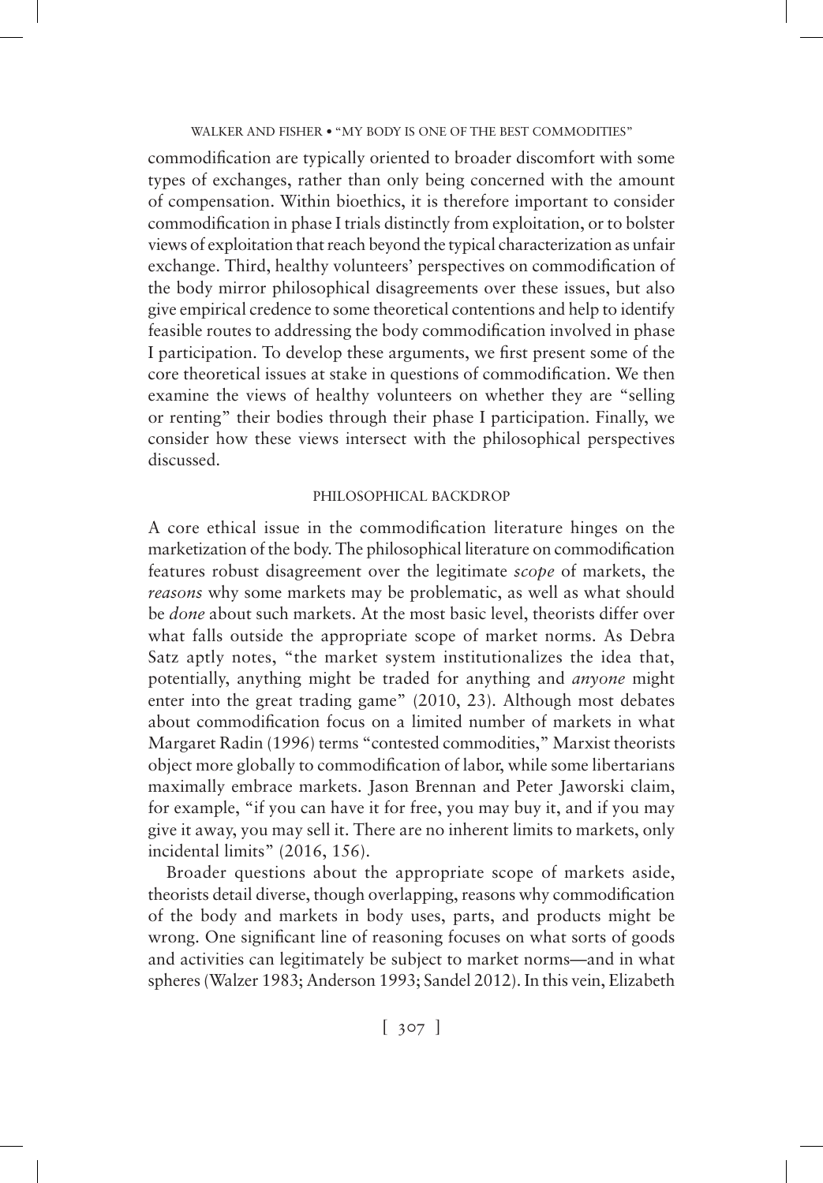commodification are typically oriented to broader discomfort with some types of exchanges, rather than only being concerned with the amount of compensation. Within bioethics, it is therefore important to consider commodification in phase I trials distinctly from exploitation, or to bolster views of exploitation that reach beyond the typical characterization as unfair exchange. Third, healthy volunteers' perspectives on commodification of the body mirror philosophical disagreements over these issues, but also give empirical credence to some theoretical contentions and help to identify feasible routes to addressing the body commodification involved in phase I participation. To develop these arguments, we first present some of the core theoretical issues at stake in questions of commodification. We then examine the views of healthy volunteers on whether they are "selling or renting" their bodies through their phase I participation. Finally, we consider how these views intersect with the philosophical perspectives discussed.

## PHILOSOPHICAL BACKDROP

A core ethical issue in the commodification literature hinges on the marketization of the body. The philosophical literature on commodification features robust disagreement over the legitimate *scope* of markets, the *reasons* why some markets may be problematic, as well as what should be *done* about such markets. At the most basic level, theorists differ over what falls outside the appropriate scope of market norms. As Debra Satz aptly notes, "the market system institutionalizes the idea that, potentially, anything might be traded for anything and *anyone* might enter into the great trading game" (2010, 23). Although most debates about commodification focus on a limited number of markets in what Margaret Radin (1996) terms "contested commodities," Marxist theorists object more globally to commodification of labor, while some libertarians maximally embrace markets. Jason Brennan and Peter Jaworski claim, for example, "if you can have it for free, you may buy it, and if you may give it away, you may sell it. There are no inherent limits to markets, only incidental limits" (2016, 156).

Broader questions about the appropriate scope of markets aside, theorists detail diverse, though overlapping, reasons why commodification of the body and markets in body uses, parts, and products might be wrong. One significant line of reasoning focuses on what sorts of goods and activities can legitimately be subject to market norms—and in what spheres (Walzer 1983; Anderson 1993; Sandel 2012). In this vein, Elizabeth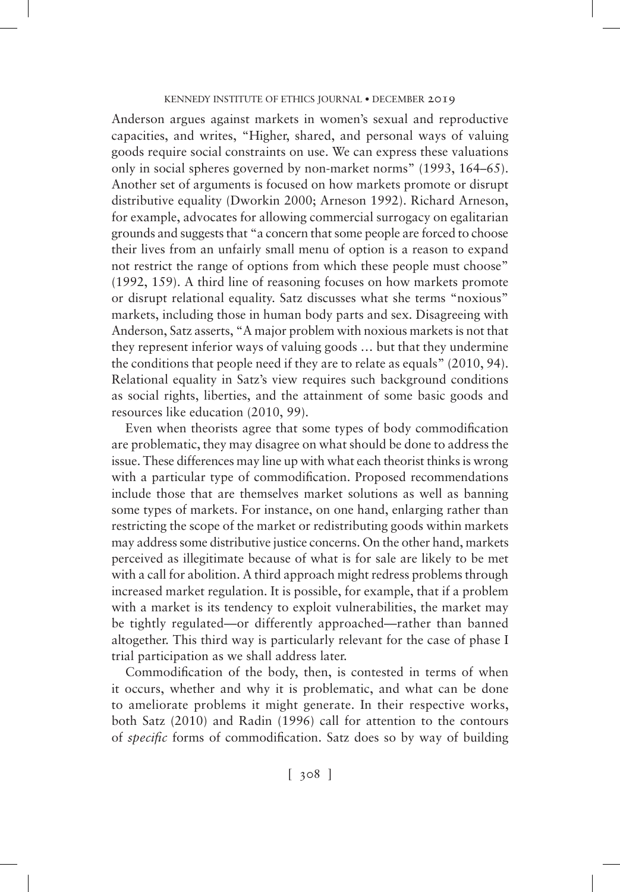Anderson argues against markets in women's sexual and reproductive capacities, and writes, "Higher, shared, and personal ways of valuing goods require social constraints on use. We can express these valuations only in social spheres governed by non-market norms" (1993, 164–65). Another set of arguments is focused on how markets promote or disrupt distributive equality (Dworkin 2000; Arneson 1992). Richard Arneson, for example, advocates for allowing commercial surrogacy on egalitarian grounds and suggests that "a concern that some people are forced to choose their lives from an unfairly small menu of option is a reason to expand not restrict the range of options from which these people must choose" (1992, 159). A third line of reasoning focuses on how markets promote or disrupt relational equality. Satz discusses what she terms "noxious" markets, including those in human body parts and sex. Disagreeing with Anderson, Satz asserts, "A major problem with noxious markets is not that they represent inferior ways of valuing goods … but that they undermine the conditions that people need if they are to relate as equals" (2010, 94). Relational equality in Satz's view requires such background conditions as social rights, liberties, and the attainment of some basic goods and resources like education (2010, 99).

Even when theorists agree that some types of body commodification are problematic, they may disagree on what should be done to address the issue. These differences may line up with what each theorist thinks is wrong with a particular type of commodification. Proposed recommendations include those that are themselves market solutions as well as banning some types of markets. For instance, on one hand, enlarging rather than restricting the scope of the market or redistributing goods within markets may address some distributive justice concerns. On the other hand, markets perceived as illegitimate because of what is for sale are likely to be met with a call for abolition. A third approach might redress problems through increased market regulation. It is possible, for example, that if a problem with a market is its tendency to exploit vulnerabilities, the market may be tightly regulated—or differently approached—rather than banned altogether. This third way is particularly relevant for the case of phase I trial participation as we shall address later.

Commodification of the body, then, is contested in terms of when it occurs, whether and why it is problematic, and what can be done to ameliorate problems it might generate. In their respective works, both Satz (2010) and Radin (1996) call for attention to the contours of *specific* forms of commodification. Satz does so by way of building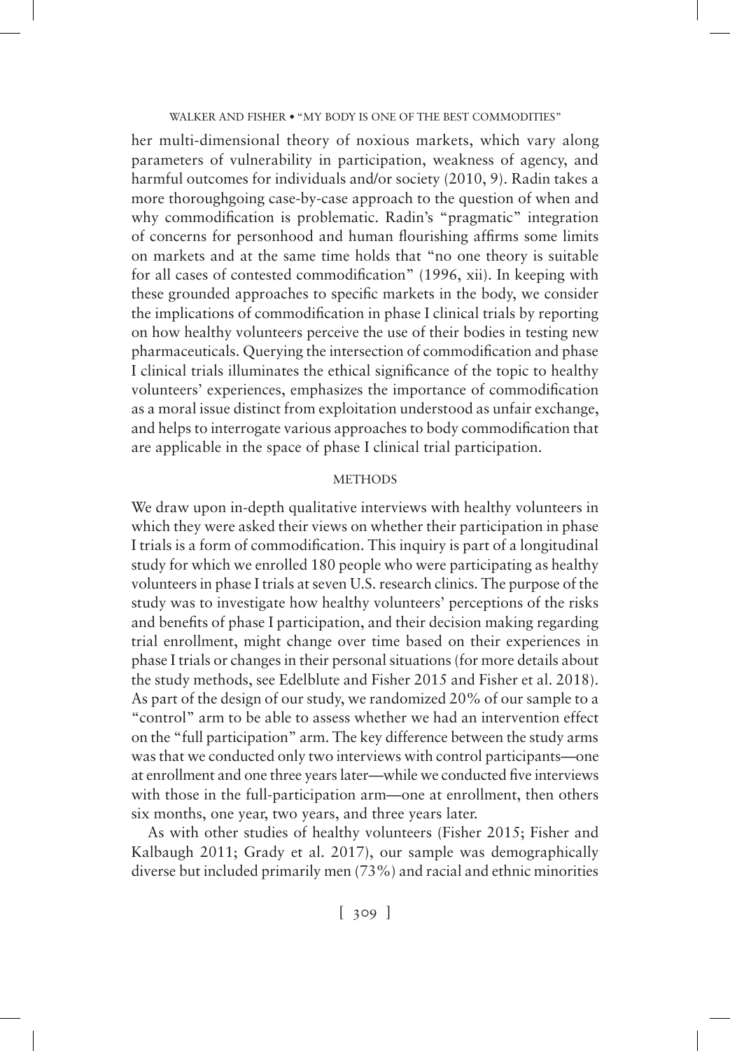her multi-dimensional theory of noxious markets, which vary along parameters of vulnerability in participation, weakness of agency, and harmful outcomes for individuals and/or society (2010, 9). Radin takes a more thoroughgoing case-by-case approach to the question of when and why commodification is problematic. Radin's "pragmatic" integration of concerns for personhood and human flourishing affirms some limits on markets and at the same time holds that "no one theory is suitable for all cases of contested commodification" (1996, xii). In keeping with these grounded approaches to specific markets in the body, we consider the implications of commodification in phase I clinical trials by reporting on how healthy volunteers perceive the use of their bodies in testing new pharmaceuticals. Querying the intersection of commodification and phase I clinical trials illuminates the ethical significance of the topic to healthy volunteers' experiences, emphasizes the importance of commodification as a moral issue distinct from exploitation understood as unfair exchange, and helps to interrogate various approaches to body commodification that are applicable in the space of phase I clinical trial participation.

## METHODS

We draw upon in-depth qualitative interviews with healthy volunteers in which they were asked their views on whether their participation in phase I trials is a form of commodification. This inquiry is part of a longitudinal study for which we enrolled 180 people who were participating as healthy volunteers in phase I trials at seven U.S. research clinics. The purpose of the study was to investigate how healthy volunteers' perceptions of the risks and benefits of phase I participation, and their decision making regarding trial enrollment, might change over time based on their experiences in phase I trials or changes in their personal situations (for more details about the study methods, see Edelblute and Fisher 2015 and Fisher et al. 2018). As part of the design of our study, we randomized 20% of our sample to a "control" arm to be able to assess whether we had an intervention effect on the "full participation" arm. The key difference between the study arms was that we conducted only two interviews with control participants—one at enrollment and one three years later—while we conducted five interviews with those in the full-participation arm—one at enrollment, then others six months, one year, two years, and three years later.

As with other studies of healthy volunteers (Fisher 2015; Fisher and Kalbaugh 2011; Grady et al. 2017), our sample was demographically diverse but included primarily men (73%) and racial and ethnic minorities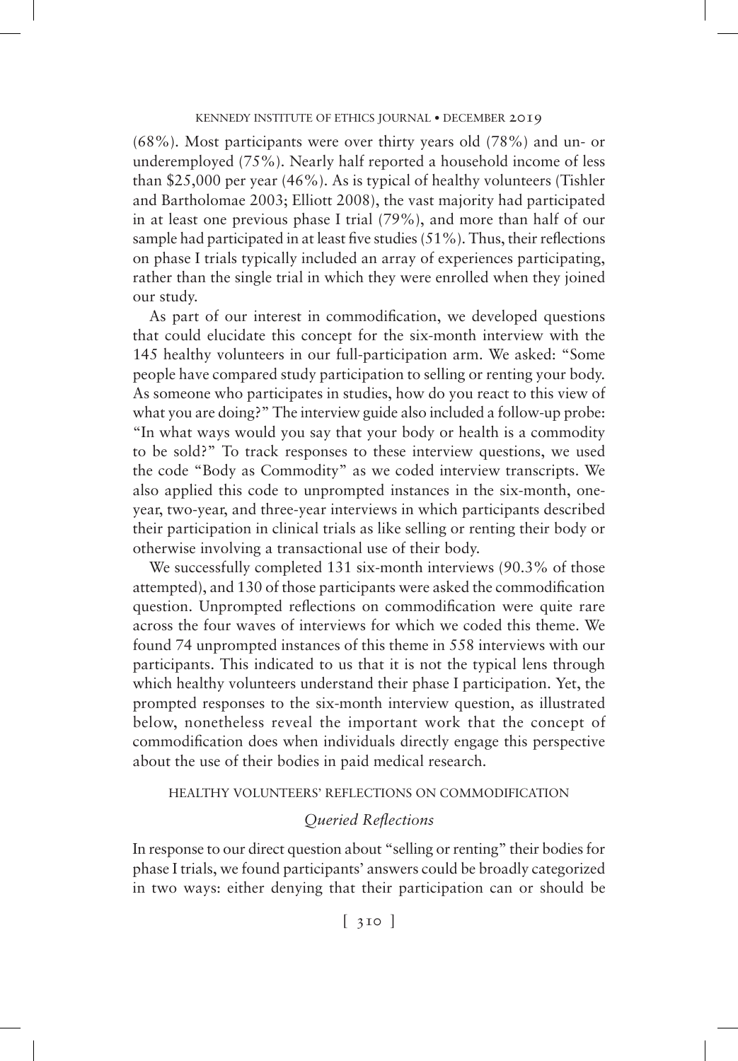(68%). Most participants were over thirty years old (78%) and un- or underemployed (75%). Nearly half reported a household income of less than $25,000 per year (46%). As is typical of healthy volunteers (Tishler and Bartholomae 2003; Elliott 2008), the vast majority had participated in at least one previous phase I trial (79%), and more than half of our sample had participated in at least five studies (51%). Thus, their reflections on phase I trials typically included an array of experiences participating, rather than the single trial in which they were enrolled when they joined our study.

As part of our interest in commodification, we developed questions that could elucidate this concept for the six-month interview with the 145 healthy volunteers in our full-participation arm. We asked: "Some people have compared study participation to selling or renting your body. As someone who participates in studies, how do you react to this view of what you are doing?" The interview guide also included a follow-up probe: "In what ways would you say that your body or health is a commodity to be sold?" To track responses to these interview questions, we used the code "Body as Commodity" as we coded interview transcripts. We also applied this code to unprompted instances in the six-month, one-year, two-year, and three-year interviews in which participants described their participation in clinical trials as like selling or renting their body or otherwise involving a transactional use of their body.

We successfully completed 131 six-month interviews (90.3% of those attempted), and 130 of those participants were asked the commodification question. Unprompted reflections on commodification were quite rare across the four waves of interviews for which we coded this theme. We found 74 unprompted instances of this theme in 558 interviews with our participants. This indicated to us that it is not the typical lens through which healthy volunteers understand their phase I participation. Yet, the prompted responses to the six-month interview question, as illustrated below, nonetheless reveal the important work that the concept of commodification does when individuals directly engage this perspective about the use of their bodies in paid medical research.

## HEALTHY VOLUNTEERS' REFLECTIONS ON COMMODIFICATION

### *Queried Reflections*

In response to our direct question about "selling or renting" their bodies for phase I trials, we found participants' answers could be broadly categorized in two ways: either denying that their participation can or should be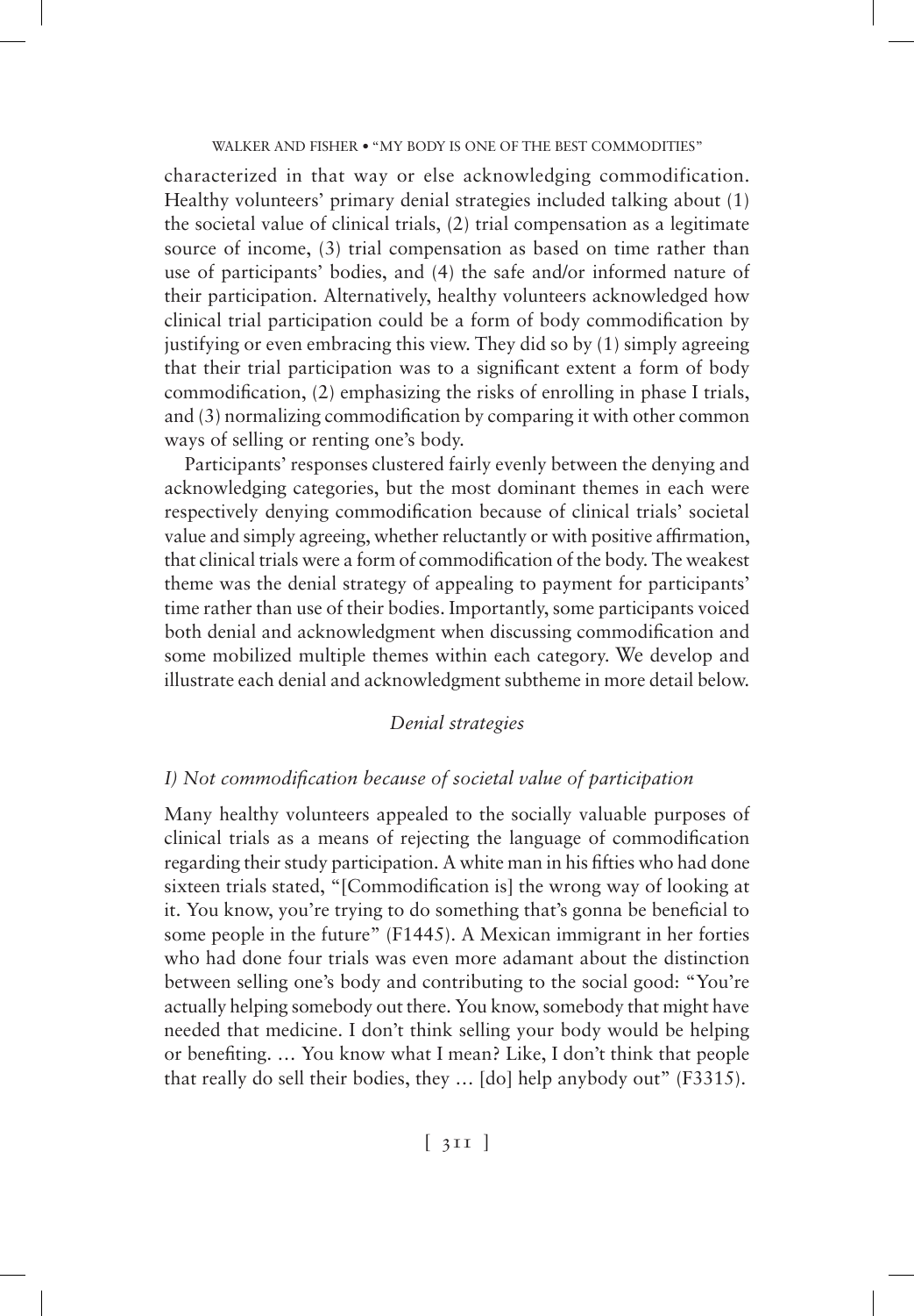characterized in that way or else acknowledging commodification. Healthy volunteers' primary denial strategies included talking about (1) the societal value of clinical trials, (2) trial compensation as a legitimate source of income, (3) trial compensation as based on time rather than use of participants' bodies, and (4) the safe and/or informed nature of their participation. Alternatively, healthy volunteers acknowledged how clinical trial participation could be a form of body commodification by justifying or even embracing this view. They did so by (1) simply agreeing that their trial participation was to a significant extent a form of body commodification, (2) emphasizing the risks of enrolling in phase I trials, and (3) normalizing commodification by comparing it with other common ways of selling or renting one's body.

Participants' responses clustered fairly evenly between the denying and acknowledging categories, but the most dominant themes in each were respectively denying commodification because of clinical trials' societal value and simply agreeing, whether reluctantly or with positive affirmation, that clinical trials were a form of commodification of the body. The weakest theme was the denial strategy of appealing to payment for participants' time rather than use of their bodies. Importantly, some participants voiced both denial and acknowledgment when discussing commodification and some mobilized multiple themes within each category. We develop and illustrate each denial and acknowledgment subtheme in more detail below.

### *Denial strategies*

#### *I) Not commodification because of societal value of participation*

Many healthy volunteers appealed to the socially valuable purposes of clinical trials as a means of rejecting the language of commodification regarding their study participation. A white man in his fifties who had done sixteen trials stated, "[Commodification is] the wrong way of looking at it. You know, you're trying to do something that's gonna be beneficial to some people in the future" (F1445). A Mexican immigrant in her forties who had done four trials was even more adamant about the distinction between selling one's body and contributing to the social good: "You're actually helping somebody out there. You know, somebody that might have needed that medicine. I don't think selling your body would be helping or benefiting. … You know what I mean? Like, I don't think that people that really do sell their bodies, they … [do] help anybody out" (F3315).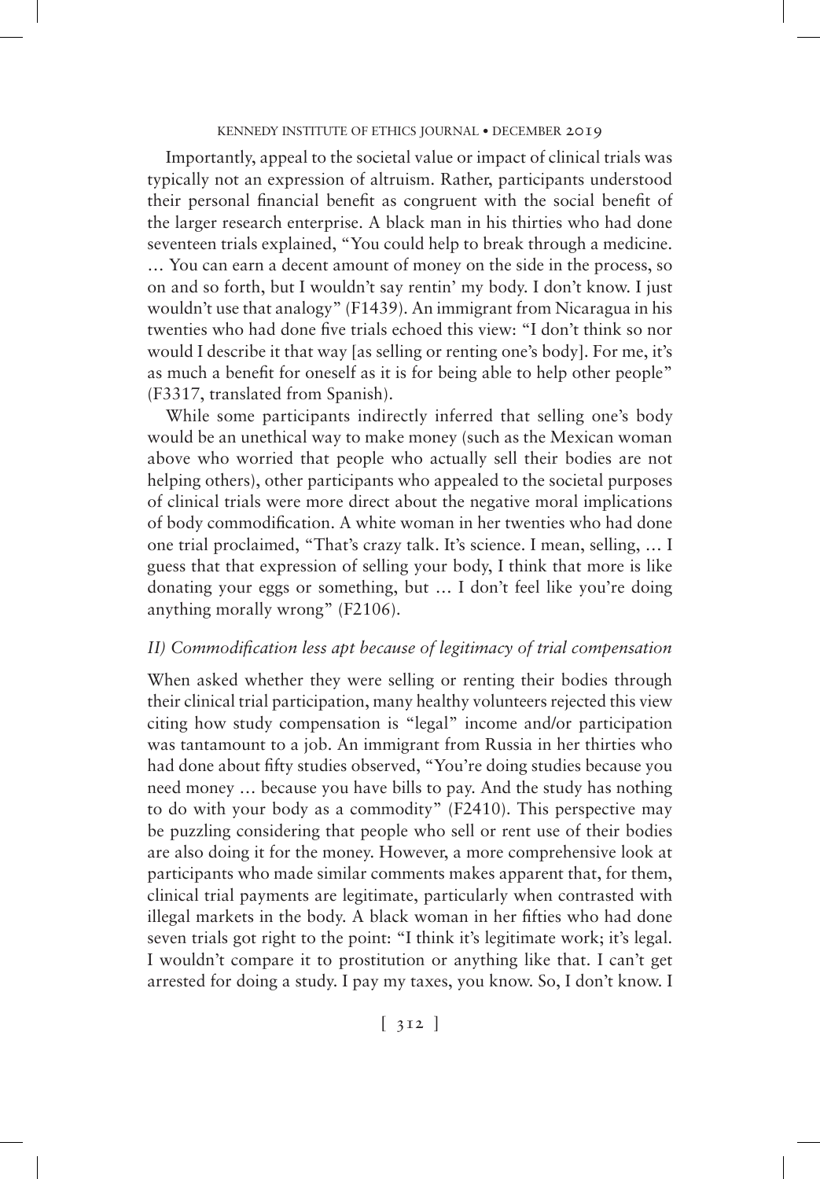Importantly, appeal to the societal value or impact of clinical trials was typically not an expression of altruism. Rather, participants understood their personal financial benefit as congruent with the social benefit of the larger research enterprise. A black man in his thirties who had done seventeen trials explained, "You could help to break through a medicine. … You can earn a decent amount of money on the side in the process, so on and so forth, but I wouldn't say rentin' my body. I don't know. I just wouldn't use that analogy" (F1439). An immigrant from Nicaragua in his twenties who had done five trials echoed this view: "I don't think so nor would I describe it that way [as selling or renting one's body]. For me, it's as much a benefit for oneself as it is for being able to help other people" (F3317, translated from Spanish).

While some participants indirectly inferred that selling one's body would be an unethical way to make money (such as the Mexican woman above who worried that people who actually sell their bodies are not helping others), other participants who appealed to the societal purposes of clinical trials were more direct about the negative moral implications of body commodification. A white woman in her twenties who had done one trial proclaimed, "That's crazy talk. It's science. I mean, selling, … I guess that that expression of selling your body, I think that more is like donating your eggs or something, but … I don't feel like you're doing anything morally wrong" (F2106).

### *II) Commodification less apt because of legitimacy of trial compensation*

When asked whether they were selling or renting their bodies through their clinical trial participation, many healthy volunteers rejected this view citing how study compensation is "legal" income and/or participation was tantamount to a job. An immigrant from Russia in her thirties who had done about fifty studies observed, "You're doing studies because you need money … because you have bills to pay. And the study has nothing to do with your body as a commodity" (F2410). This perspective may be puzzling considering that people who sell or rent use of their bodies are also doing it for the money. However, a more comprehensive look at participants who made similar comments makes apparent that, for them, clinical trial payments are legitimate, particularly when contrasted with illegal markets in the body. A black woman in her fifties who had done seven trials got right to the point: "I think it's legitimate work; it's legal. I wouldn't compare it to prostitution or anything like that. I can't get arrested for doing a study. I pay my taxes, you know. So, I don't know. I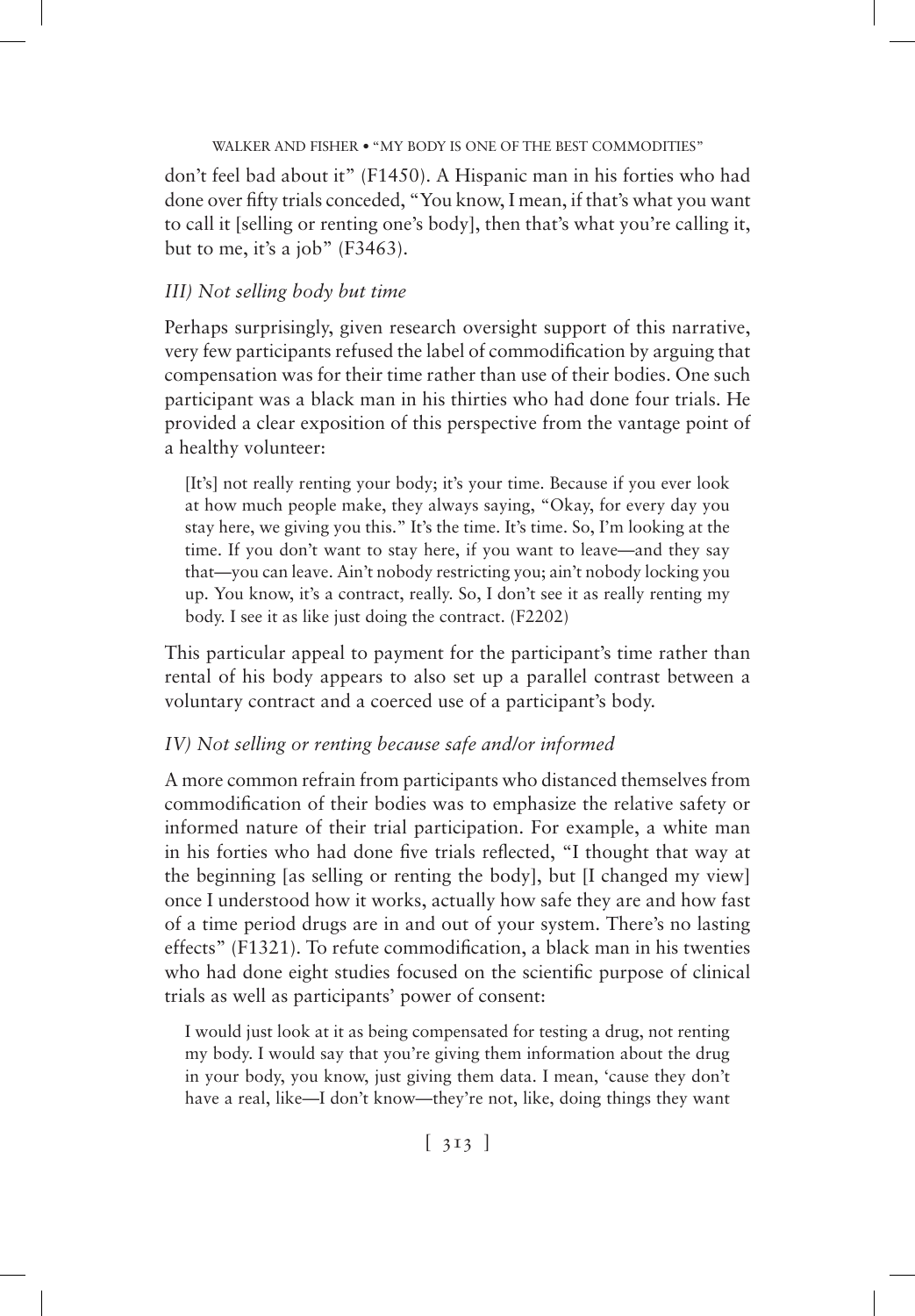don't feel bad about it" (F1450). A Hispanic man in his forties who had done over fifty trials conceded, "You know, I mean, if that's what you want to call it [selling or renting one's body], then that's what you're calling it, but to me, it's a job" (F3463).

### *III) Not selling body but time*

Perhaps surprisingly, given research oversight support of this narrative, very few participants refused the label of commodification by arguing that compensation was for their time rather than use of their bodies. One such participant was a black man in his thirties who had done four trials. He provided a clear exposition of this perspective from the vantage point of a healthy volunteer:

> [It's] not really renting your body; it's your time. Because if you ever look at how much people make, they always saying, "Okay, for every day you stay here, we giving you this." It's the time. It's time. So, I'm looking at the time. If you don't want to stay here, if you want to leave—and they say that—you can leave. Ain't nobody restricting you; ain't nobody locking you up. You know, it's a contract, really. So, I don't see it as really renting my body. I see it as like just doing the contract. (F2202)

This particular appeal to payment for the participant's time rather than rental of his body appears to also set up a parallel contrast between a voluntary contract and a coerced use of a participant's body.

### *IV) Not selling or renting because safe and/or informed*

A more common refrain from participants who distanced themselves from commodification of their bodies was to emphasize the relative safety or informed nature of their trial participation. For example, a white man in his forties who had done five trials reflected, "I thought that way at the beginning [as selling or renting the body], but [I changed my view] once I understood how it works, actually how safe they are and how fast of a time period drugs are in and out of your system. There's no lasting effects" (F1321). To refute commodification, a black man in his twenties who had done eight studies focused on the scientific purpose of clinical trials as well as participants' power of consent:

> I would just look at it as being compensated for testing a drug, not renting my body. I would say that you're giving them information about the drug in your body, you know, just giving them data. I mean, 'cause they don't have a real, like—I don't know—they're not, like, doing things they want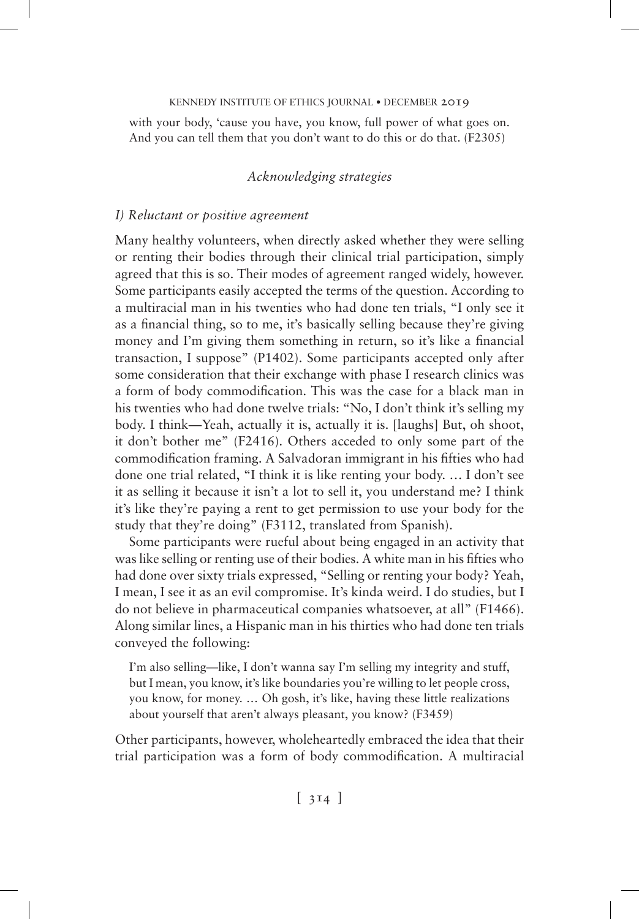with your body, 'cause you have, you know, full power of what goes on. And you can tell them that you don't want to do this or do that. (F2305)

### *Acknowledging strategies*

#### *I) Reluctant or positive agreement*

Many healthy volunteers, when directly asked whether they were selling or renting their bodies through their clinical trial participation, simply agreed that this is so. Their modes of agreement ranged widely, however. Some participants easily accepted the terms of the question. According to a multiracial man in his twenties who had done ten trials, "I only see it as a financial thing, so to me, it's basically selling because they're giving money and I'm giving them something in return, so it's like a financial transaction, I suppose" (P1402). Some participants accepted only after some consideration that their exchange with phase I research clinics was a form of body commodification. This was the case for a black man in his twenties who had done twelve trials: "No, I don't think it's selling my body. I think—Yeah, actually it is, actually it is. [laughs] But, oh shoot, it don't bother me" (F2416). Others acceded to only some part of the commodification framing. A Salvadoran immigrant in his fifties who had done one trial related, "I think it is like renting your body. … I don't see it as selling it because it isn't a lot to sell it, you understand me? I think it's like they're paying a rent to get permission to use your body for the study that they're doing" (F3112, translated from Spanish).

Some participants were rueful about being engaged in an activity that was like selling or renting use of their bodies. A white man in his fifties who had done over sixty trials expressed, "Selling or renting your body? Yeah, I mean, I see it as an evil compromise. It's kinda weird. I do studies, but I do not believe in pharmaceutical companies whatsoever, at all" (F1466). Along similar lines, a Hispanic man in his thirties who had done ten trials conveyed the following:

> I'm also selling—like, I don't wanna say I'm selling my integrity and stuff, but I mean, you know, it's like boundaries you're willing to let people cross, you know, for money. … Oh gosh, it's like, having these little realizations about yourself that aren't always pleasant, you know? (F3459)

Other participants, however, wholeheartedly embraced the idea that their trial participation was a form of body commodification. A multiracial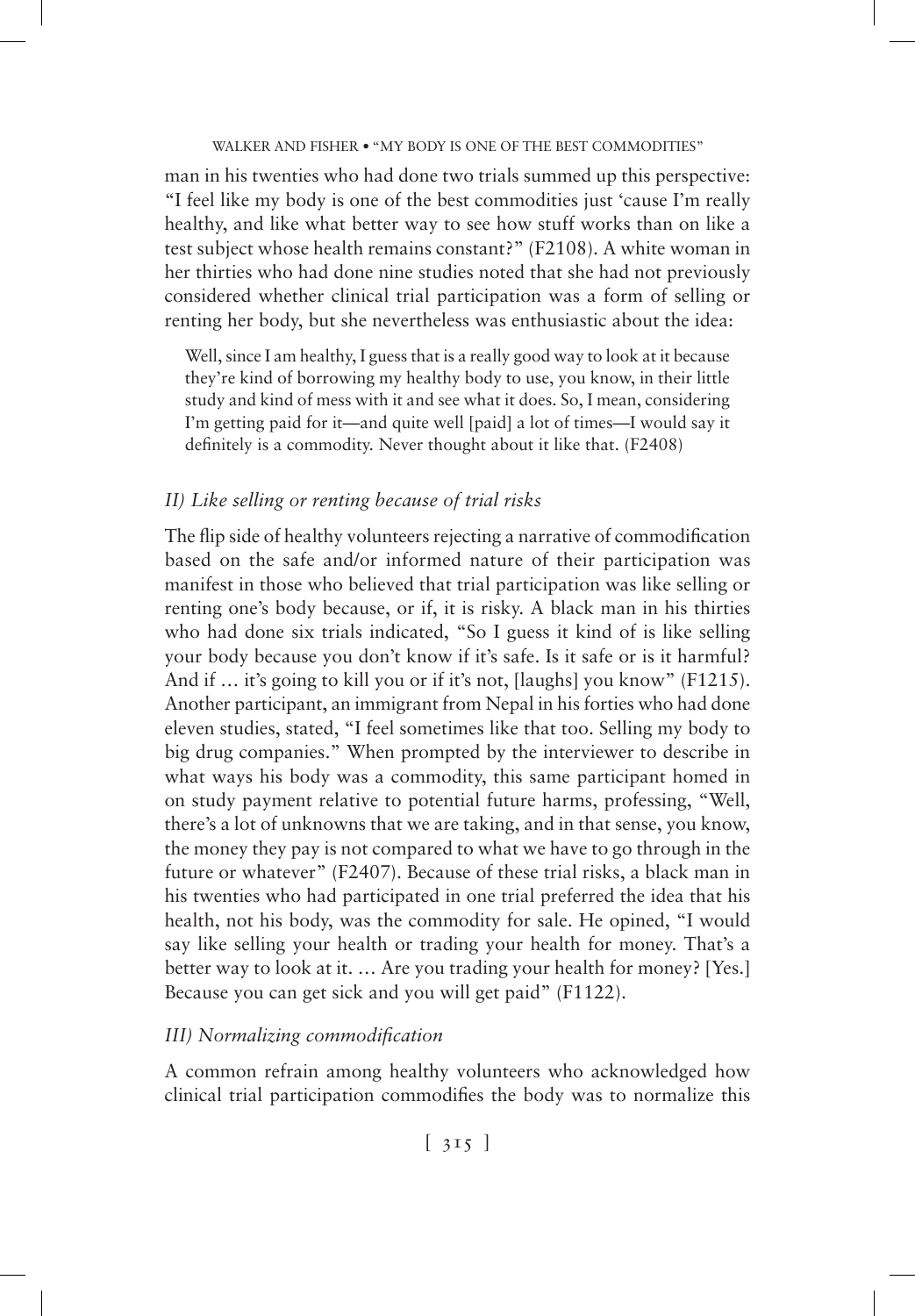man in his twenties who had done two trials summed up this perspective: "I feel like my body is one of the best commodities just 'cause I'm really healthy, and like what better way to see how stuff works than on like a test subject whose health remains constant?" (F2108). A white woman in her thirties who had done nine studies noted that she had not previously considered whether clinical trial participation was a form of selling or renting her body, but she nevertheless was enthusiastic about the idea:

> Well, since I am healthy, I guess that is a really good way to look at it because they're kind of borrowing my healthy body to use, you know, in their little study and kind of mess with it and see what it does. So, I mean, considering I'm getting paid for it—and quite well [paid] a lot of times—I would say it definitely is a commodity. Never thought about it like that. (F2408)

### *II) Like selling or renting because of trial risks*

The flip side of healthy volunteers rejecting a narrative of commodification based on the safe and/or informed nature of their participation was manifest in those who believed that trial participation was like selling or renting one's body because, or if, it is risky. A black man in his thirties who had done six trials indicated, "So I guess it kind of is like selling your body because you don't know if it's safe. Is it safe or is it harmful? And if … it's going to kill you or if it's not, [laughs] you know" (F1215). Another participant, an immigrant from Nepal in his forties who had done eleven studies, stated, "I feel sometimes like that too. Selling my body to big drug companies." When prompted by the interviewer to describe in what ways his body was a commodity, this same participant homed in on study payment relative to potential future harms, professing, "Well, there's a lot of unknowns that we are taking, and in that sense, you know, the money they pay is not compared to what we have to go through in the future or whatever" (F2407). Because of these trial risks, a black man in his twenties who had participated in one trial preferred the idea that his health, not his body, was the commodity for sale. He opined, "I would say like selling your health or trading your health for money. That's a better way to look at it. … Are you trading your health for money? [Yes.] Because you can get sick and you will get paid" (F1122).

### *III) Normalizing commodification*

A common refrain among healthy volunteers who acknowledged how clinical trial participation commodifies the body was to normalize this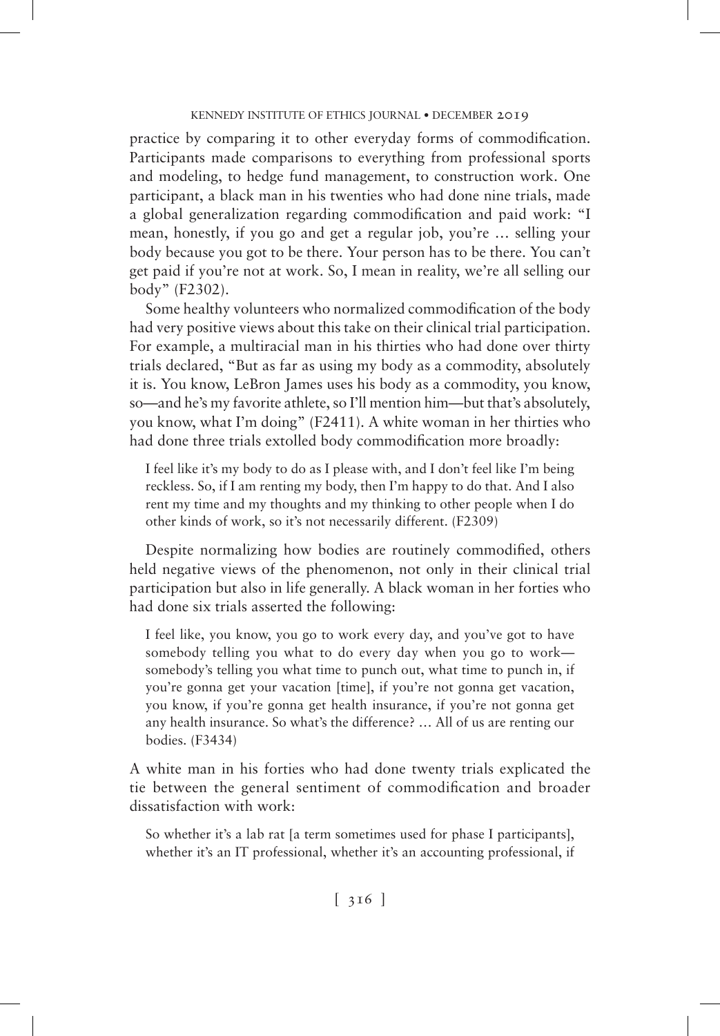practice by comparing it to other everyday forms of commodification. Participants made comparisons to everything from professional sports and modeling, to hedge fund management, to construction work. One participant, a black man in his twenties who had done nine trials, made a global generalization regarding commodification and paid work: "I mean, honestly, if you go and get a regular job, you're … selling your body because you got to be there. Your person has to be there. You can't get paid if you're not at work. So, I mean in reality, we're all selling our body" (F2302).

Some healthy volunteers who normalized commodification of the body had very positive views about this take on their clinical trial participation. For example, a multiracial man in his thirties who had done over thirty trials declared, "But as far as using my body as a commodity, absolutely it is. You know, LeBron James uses his body as a commodity, you know, so—and he's my favorite athlete, so I'll mention him—but that's absolutely, you know, what I'm doing" (F2411). A white woman in her thirties who had done three trials extolled body commodification more broadly:

> I feel like it's my body to do as I please with, and I don't feel like I'm being reckless. So, if I am renting my body, then I'm happy to do that. And I also rent my time and my thoughts and my thinking to other people when I do other kinds of work, so it's not necessarily different. (F2309)

Despite normalizing how bodies are routinely commodified, others held negative views of the phenomenon, not only in their clinical trial participation but also in life generally. A black woman in her forties who had done six trials asserted the following:

> I feel like, you know, you go to work every day, and you've got to have somebody telling you what to do every day when you go to work—somebody's telling you what time to punch out, what time to punch in, if you're gonna get your vacation [time], if you're not gonna get vacation, you know, if you're gonna get health insurance, if you're not gonna get any health insurance. So what's the difference? … All of us are renting our bodies. (F3434)

A white man in his forties who had done twenty trials explicated the tie between the general sentiment of commodification and broader dissatisfaction with work:

> So whether it's a lab rat [a term sometimes used for phase I participants], whether it's an IT professional, whether it's an accounting professional, if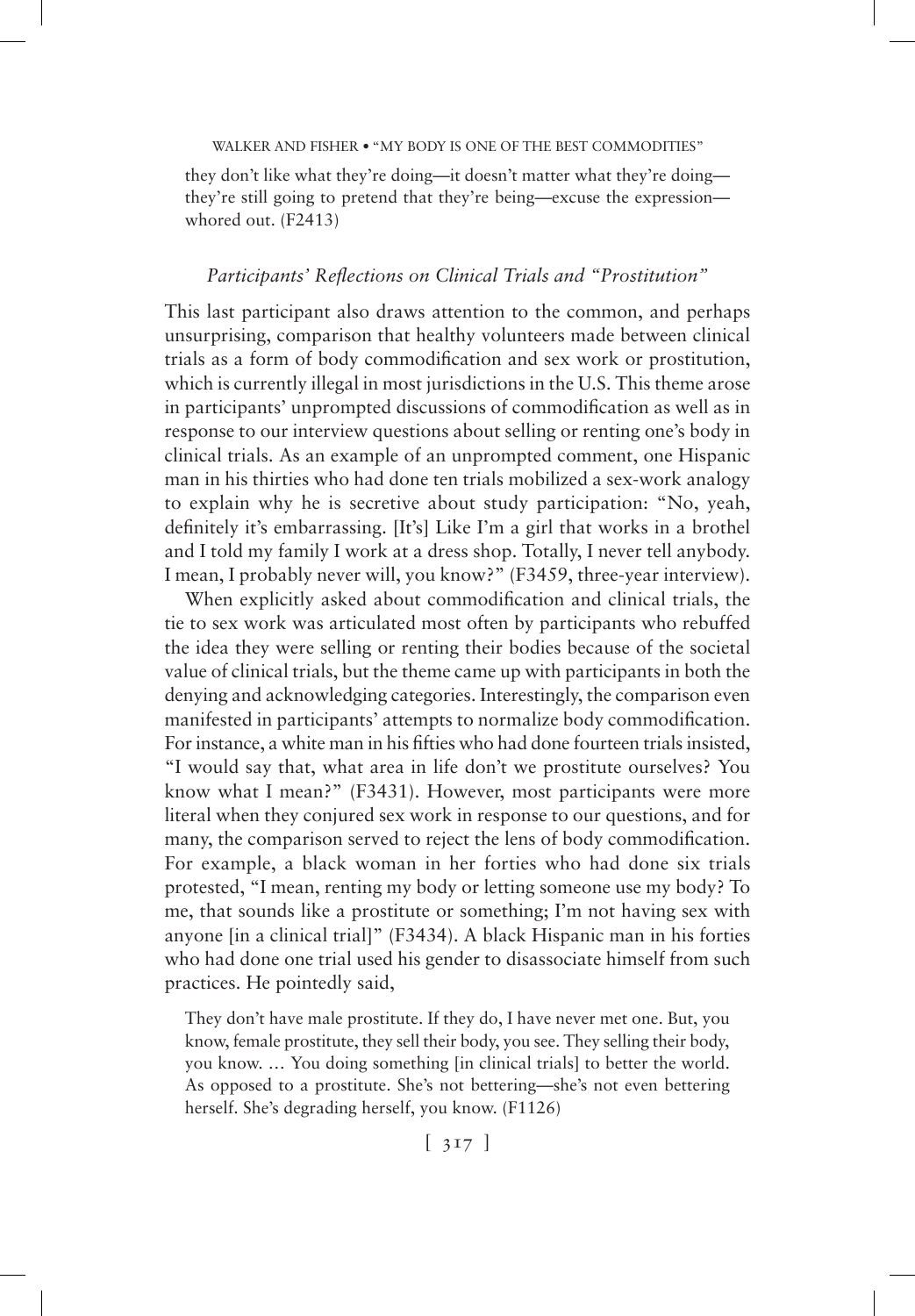they don't like what they're doing—it doesn't matter what they're doing—they're still going to pretend that they're being—excuse the expression—whored out. (F2413)

### *Participants' Reflections on Clinical Trials and "Prostitution"*

This last participant also draws attention to the common, and perhaps unsurprising, comparison that healthy volunteers made between clinical trials as a form of body commodification and sex work or prostitution, which is currently illegal in most jurisdictions in the U.S. This theme arose in participants' unprompted discussions of commodification as well as in response to our interview questions about selling or renting one's body in clinical trials. As an example of an unprompted comment, one Hispanic man in his thirties who had done ten trials mobilized a sex-work analogy to explain why he is secretive about study participation: "No, yeah, definitely it's embarrassing. [It's] Like I'm a girl that works in a brothel and I told my family I work at a dress shop. Totally, I never tell anybody. I mean, I probably never will, you know?" (F3459, three-year interview).

When explicitly asked about commodification and clinical trials, the tie to sex work was articulated most often by participants who rebuffed the idea they were selling or renting their bodies because of the societal value of clinical trials, but the theme came up with participants in both the denying and acknowledging categories. Interestingly, the comparison even manifested in participants' attempts to normalize body commodification. For instance, a white man in his fifties who had done fourteen trials insisted, "I would say that, what area in life don't we prostitute ourselves? You know what I mean?" (F3431). However, most participants were more literal when they conjured sex work in response to our questions, and for many, the comparison served to reject the lens of body commodification. For example, a black woman in her forties who had done six trials protested, "I mean, renting my body or letting someone use my body? To me, that sounds like a prostitute or something; I'm not having sex with anyone [in a clinical trial]" (F3434). A black Hispanic man in his forties who had done one trial used his gender to disassociate himself from such practices. He pointedly said,

> They don't have male prostitute. If they do, I have never met one. But, you know, female prostitute, they sell their body, you see. They selling their body, you know. … You doing something [in clinical trials] to better the world. As opposed to a prostitute. She's not bettering—she's not even bettering herself. She's degrading herself, you know. (F1126)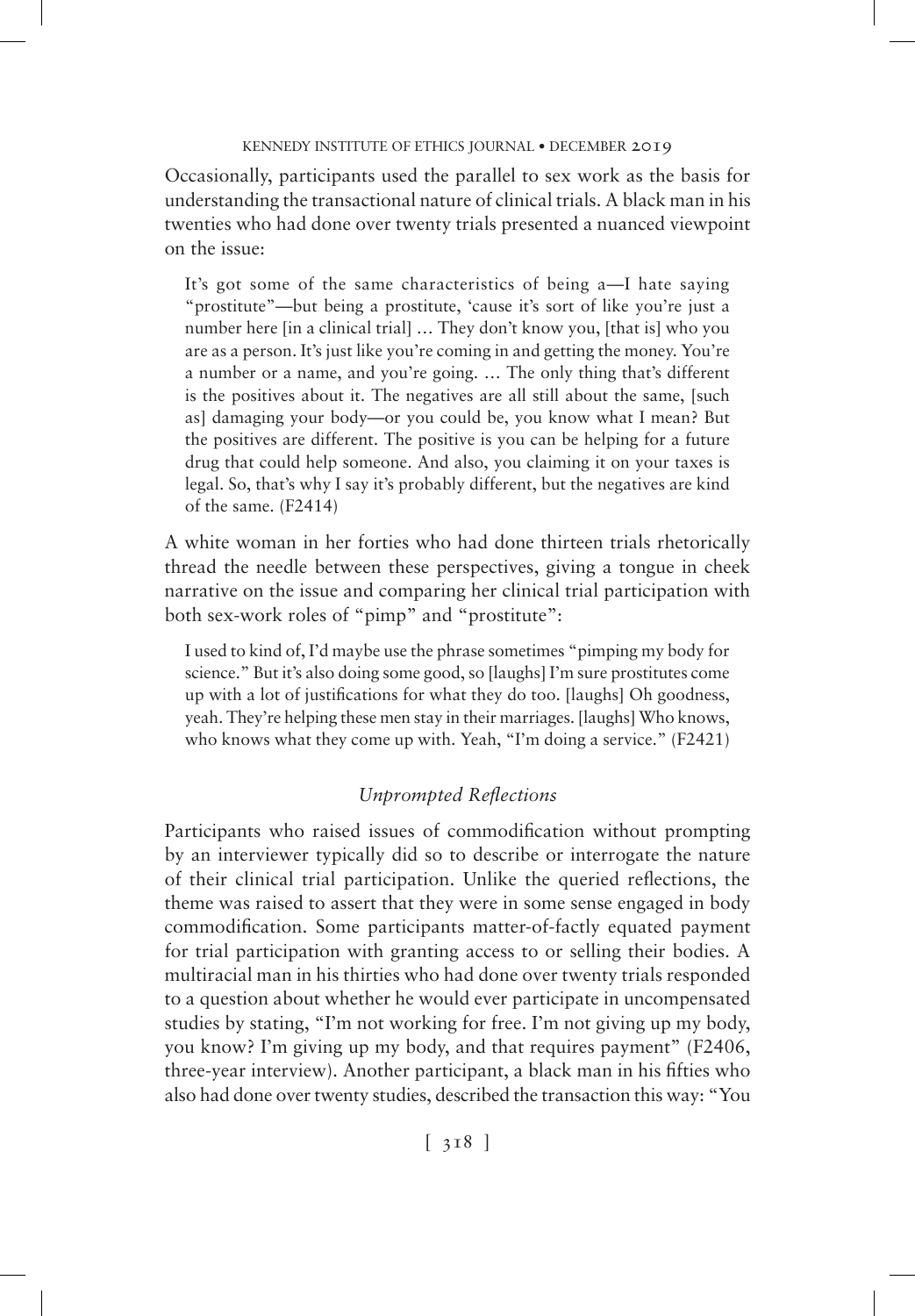Occasionally, participants used the parallel to sex work as the basis for understanding the transactional nature of clinical trials. A black man in his twenties who had done over twenty trials presented a nuanced viewpoint on the issue:

> It's got some of the same characteristics of being a—I hate saying "prostitute"—but being a prostitute, 'cause it's sort of like you're just a number here [in a clinical trial] … They don't know you, [that is] who you are as a person. It's just like you're coming in and getting the money. You're a number or a name, and you're going. … The only thing that's different is the positives about it. The negatives are all still about the same, [such as] damaging your body—or you could be, you know what I mean? But the positives are different. The positive is you can be helping for a future drug that could help someone. And also, you claiming it on your taxes is legal. So, that's why I say it's probably different, but the negatives are kind of the same. (F2414)

A white woman in her forties who had done thirteen trials rhetorically thread the needle between these perspectives, giving a tongue in cheek narrative on the issue and comparing her clinical trial participation with both sex-work roles of "pimp" and "prostitute":

> I used to kind of, I'd maybe use the phrase sometimes "pimping my body for science." But it's also doing some good, so [laughs] I'm sure prostitutes come up with a lot of justifications for what they do too. [laughs] Oh goodness, yeah. They're helping these men stay in their marriages. [laughs] Who knows, who knows what they come up with. Yeah, "I'm doing a service." (F2421)

### *Unprompted Reflections*

Participants who raised issues of commodification without prompting by an interviewer typically did so to describe or interrogate the nature of their clinical trial participation. Unlike the queried reflections, the theme was raised to assert that they were in some sense engaged in body commodification. Some participants matter-of-factly equated payment for trial participation with granting access to or selling their bodies. A multiracial man in his thirties who had done over twenty trials responded to a question about whether he would ever participate in uncompensated studies by stating, "I'm not working for free. I'm not giving up my body, you know? I'm giving up my body, and that requires payment" (F2406, three-year interview). Another participant, a black man in his fifties who also had done over twenty studies, described the transaction this way: "You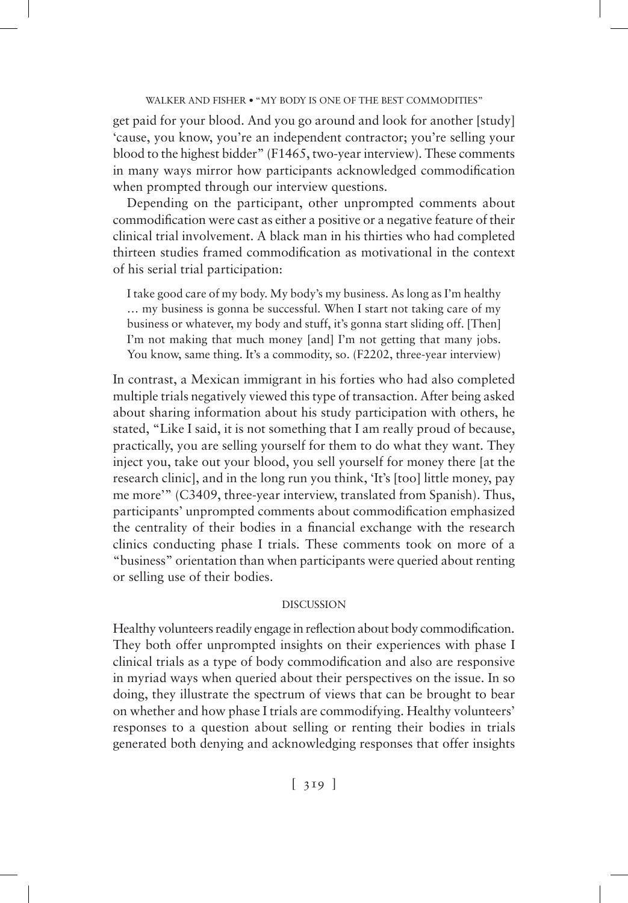get paid for your blood. And you go around and look for another [study] 'cause, you know, you're an independent contractor; you're selling your blood to the highest bidder" (F1465, two-year interview). These comments in many ways mirror how participants acknowledged commodification when prompted through our interview questions.

Depending on the participant, other unprompted comments about commodification were cast as either a positive or a negative feature of their clinical trial involvement. A black man in his thirties who had completed thirteen studies framed commodification as motivational in the context of his serial trial participation:

> I take good care of my body. My body's my business. As long as I'm healthy … my business is gonna be successful. When I start not taking care of my business or whatever, my body and stuff, it's gonna start sliding off. [Then] I'm not making that much money [and] I'm not getting that many jobs. You know, same thing. It's a commodity, so. (F2202, three-year interview)

In contrast, a Mexican immigrant in his forties who had also completed multiple trials negatively viewed this type of transaction. After being asked about sharing information about his study participation with others, he stated, "Like I said, it is not something that I am really proud of because, practically, you are selling yourself for them to do what they want. They inject you, take out your blood, you sell yourself for money there [at the research clinic], and in the long run you think, 'It's [too] little money, pay me more'" (C3409, three-year interview, translated from Spanish). Thus, participants' unprompted comments about commodification emphasized the centrality of their bodies in a financial exchange with the research clinics conducting phase I trials. These comments took on more of a "business" orientation than when participants were queried about renting or selling use of their bodies.

## DISCUSSION

Healthy volunteers readily engage in reflection about body commodification. They both offer unprompted insights on their experiences with phase I clinical trials as a type of body commodification and also are responsive in myriad ways when queried about their perspectives on the issue. In so doing, they illustrate the spectrum of views that can be brought to bear on whether and how phase I trials are commodifying. Healthy volunteers' responses to a question about selling or renting their bodies in trials generated both denying and acknowledging responses that offer insights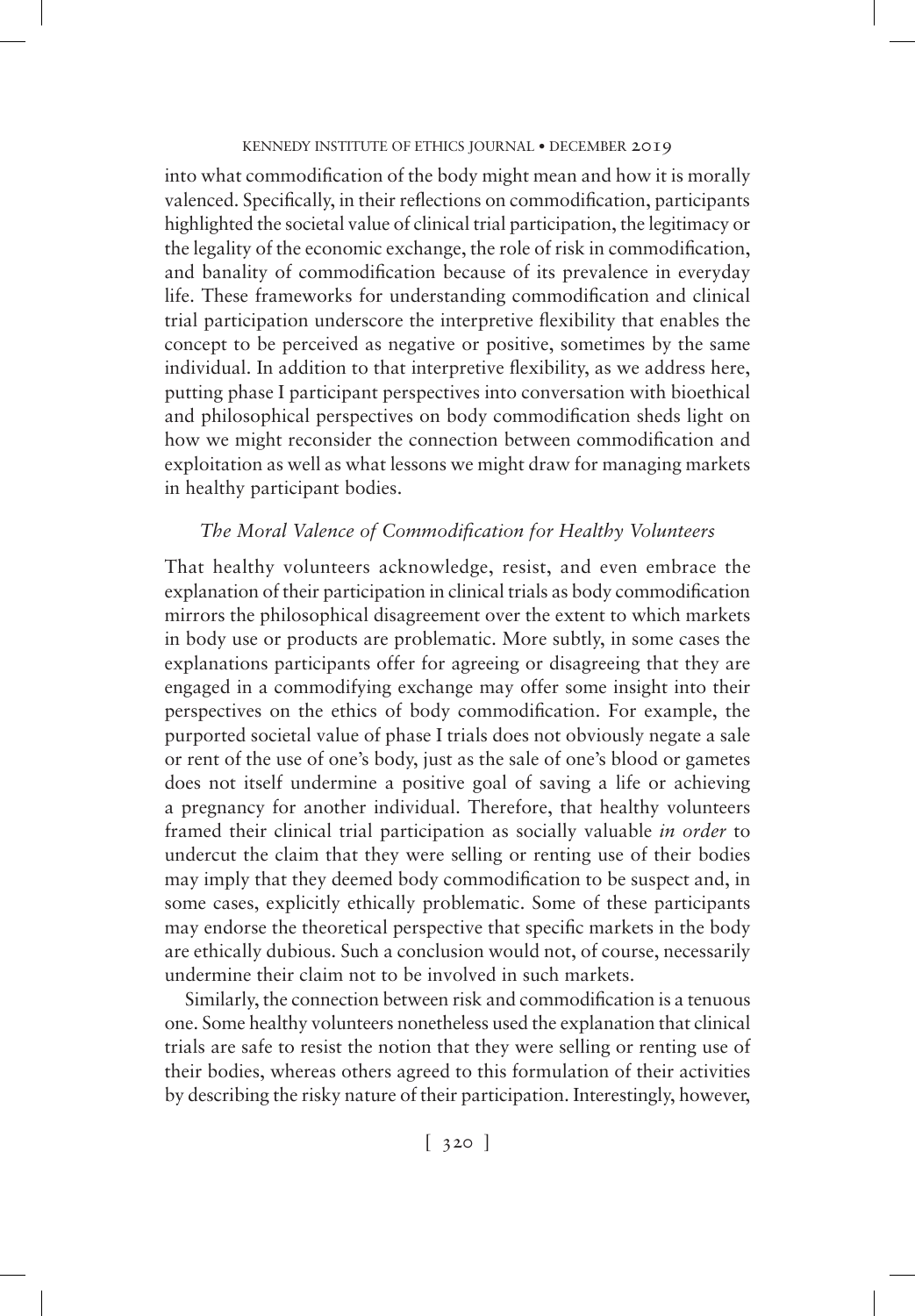into what commodification of the body might mean and how it is morally valenced. Specifically, in their reflections on commodification, participants highlighted the societal value of clinical trial participation, the legitimacy or the legality of the economic exchange, the role of risk in commodification, and banality of commodification because of its prevalence in everyday life. These frameworks for understanding commodification and clinical trial participation underscore the interpretive flexibility that enables the concept to be perceived as negative or positive, sometimes by the same individual. In addition to that interpretive flexibility, as we address here, putting phase I participant perspectives into conversation with bioethical and philosophical perspectives on body commodification sheds light on how we might reconsider the connection between commodification and exploitation as well as what lessons we might draw for managing markets in healthy participant bodies.

### *The Moral Valence of Commodification for Healthy Volunteers*

That healthy volunteers acknowledge, resist, and even embrace the explanation of their participation in clinical trials as body commodification mirrors the philosophical disagreement over the extent to which markets in body use or products are problematic. More subtly, in some cases the explanations participants offer for agreeing or disagreeing that they are engaged in a commodifying exchange may offer some insight into their perspectives on the ethics of body commodification. For example, the purported societal value of phase I trials does not obviously negate a sale or rent of the use of one's body, just as the sale of one's blood or gametes does not itself undermine a positive goal of saving a life or achieving a pregnancy for another individual. Therefore, that healthy volunteers framed their clinical trial participation as socially valuable *in order* to undercut the claim that they were selling or renting use of their bodies may imply that they deemed body commodification to be suspect and, in some cases, explicitly ethically problematic. Some of these participants may endorse the theoretical perspective that specific markets in the body are ethically dubious. Such a conclusion would not, of course, necessarily undermine their claim not to be involved in such markets.

Similarly, the connection between risk and commodification is a tenuous one. Some healthy volunteers nonetheless used the explanation that clinical trials are safe to resist the notion that they were selling or renting use of their bodies, whereas others agreed to this formulation of their activities by describing the risky nature of their participation. Interestingly, however,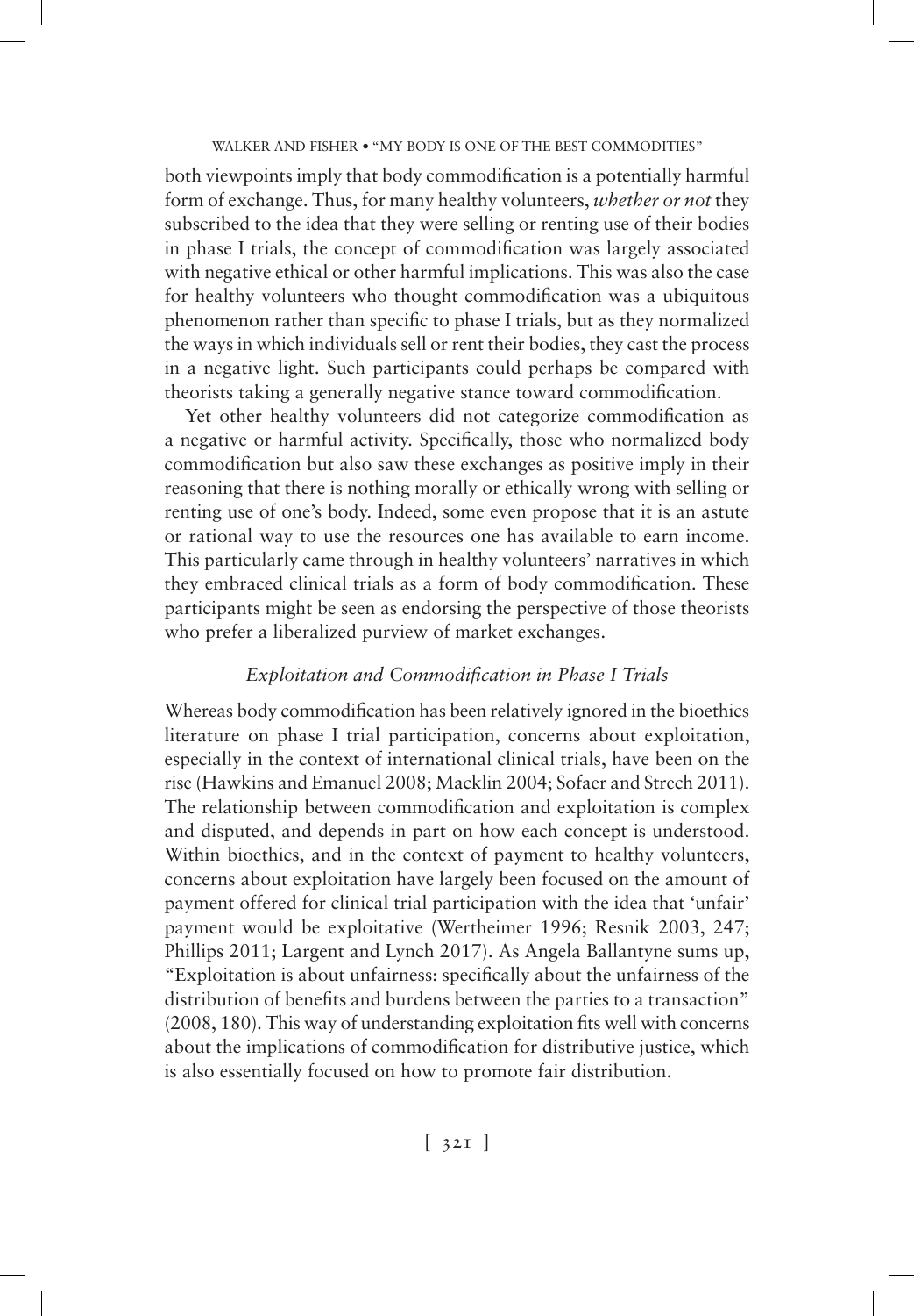both viewpoints imply that body commodification is a potentially harmful form of exchange. Thus, for many healthy volunteers, *whether or not* they subscribed to the idea that they were selling or renting use of their bodies in phase I trials, the concept of commodification was largely associated with negative ethical or other harmful implications. This was also the case for healthy volunteers who thought commodification was a ubiquitous phenomenon rather than specific to phase I trials, but as they normalized the ways in which individuals sell or rent their bodies, they cast the process in a negative light. Such participants could perhaps be compared with theorists taking a generally negative stance toward commodification.

Yet other healthy volunteers did not categorize commodification as a negative or harmful activity. Specifically, those who normalized body commodification but also saw these exchanges as positive imply in their reasoning that there is nothing morally or ethically wrong with selling or renting use of one's body. Indeed, some even propose that it is an astute or rational way to use the resources one has available to earn income. This particularly came through in healthy volunteers' narratives in which they embraced clinical trials as a form of body commodification. These participants might be seen as endorsing the perspective of those theorists who prefer a liberalized purview of market exchanges.

### *Exploitation and Commodification in Phase I Trials*

Whereas body commodification has been relatively ignored in the bioethics literature on phase I trial participation, concerns about exploitation, especially in the context of international clinical trials, have been on the rise (Hawkins and Emanuel 2008; Macklin 2004; Sofaer and Strech 2011). The relationship between commodification and exploitation is complex and disputed, and depends in part on how each concept is understood. Within bioethics, and in the context of payment to healthy volunteers, concerns about exploitation have largely been focused on the amount of payment offered for clinical trial participation with the idea that 'unfair' payment would be exploitative (Wertheimer 1996; Resnik 2003, 247; Phillips 2011; Largent and Lynch 2017). As Angela Ballantyne sums up, "Exploitation is about unfairness: specifically about the unfairness of the distribution of benefits and burdens between the parties to a transaction" (2008, 180). This way of understanding exploitation fits well with concerns about the implications of commodification for distributive justice, which is also essentially focused on how to promote fair distribution.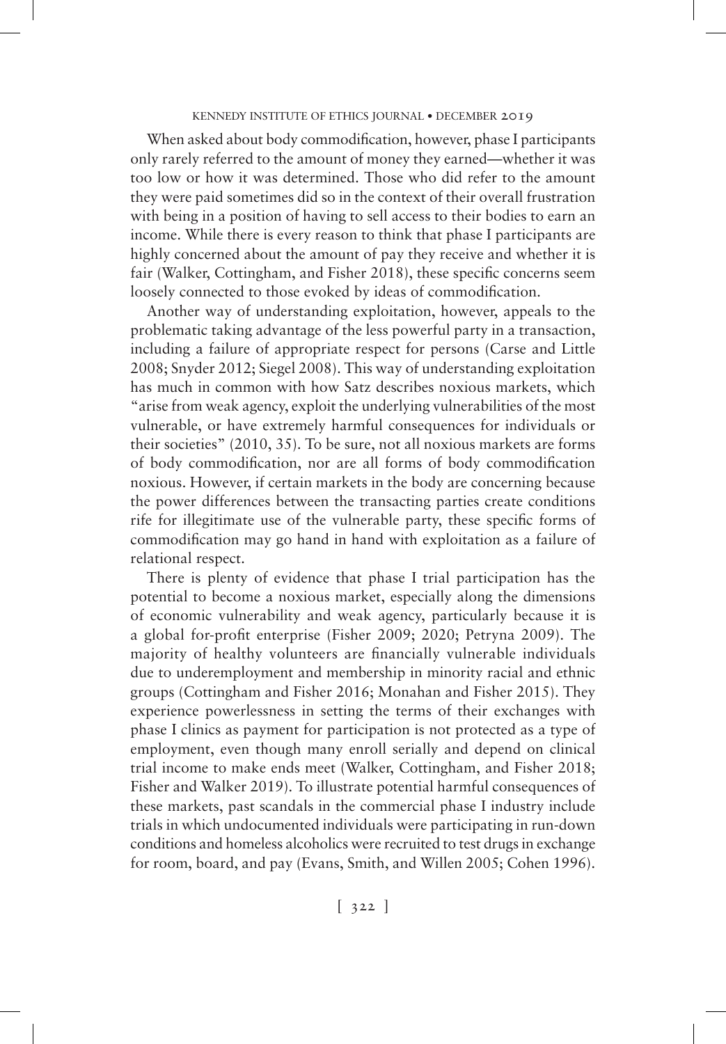When asked about body commodification, however, phase I participants only rarely referred to the amount of money they earned—whether it was too low or how it was determined. Those who did refer to the amount they were paid sometimes did so in the context of their overall frustration with being in a position of having to sell access to their bodies to earn an income. While there is every reason to think that phase I participants are highly concerned about the amount of pay they receive and whether it is fair (Walker, Cottingham, and Fisher 2018), these specific concerns seem loosely connected to those evoked by ideas of commodification.

Another way of understanding exploitation, however, appeals to the problematic taking advantage of the less powerful party in a transaction, including a failure of appropriate respect for persons (Carse and Little 2008; Snyder 2012; Siegel 2008). This way of understanding exploitation has much in common with how Satz describes noxious markets, which "arise from weak agency, exploit the underlying vulnerabilities of the most vulnerable, or have extremely harmful consequences for individuals or their societies" (2010, 35). To be sure, not all noxious markets are forms of body commodification, nor are all forms of body commodification noxious. However, if certain markets in the body are concerning because the power differences between the transacting parties create conditions rife for illegitimate use of the vulnerable party, these specific forms of commodification may go hand in hand with exploitation as a failure of relational respect.

There is plenty of evidence that phase I trial participation has the potential to become a noxious market, especially along the dimensions of economic vulnerability and weak agency, particularly because it is a global for-profit enterprise (Fisher 2009; 2020; Petryna 2009). The majority of healthy volunteers are financially vulnerable individuals due to underemployment and membership in minority racial and ethnic groups (Cottingham and Fisher 2016; Monahan and Fisher 2015). They experience powerlessness in setting the terms of their exchanges with phase I clinics as payment for participation is not protected as a type of employment, even though many enroll serially and depend on clinical trial income to make ends meet (Walker, Cottingham, and Fisher 2018; Fisher and Walker 2019). To illustrate potential harmful consequences of these markets, past scandals in the commercial phase I industry include trials in which undocumented individuals were participating in run-down conditions and homeless alcoholics were recruited to test drugs in exchange for room, board, and pay (Evans, Smith, and Willen 2005; Cohen 1996).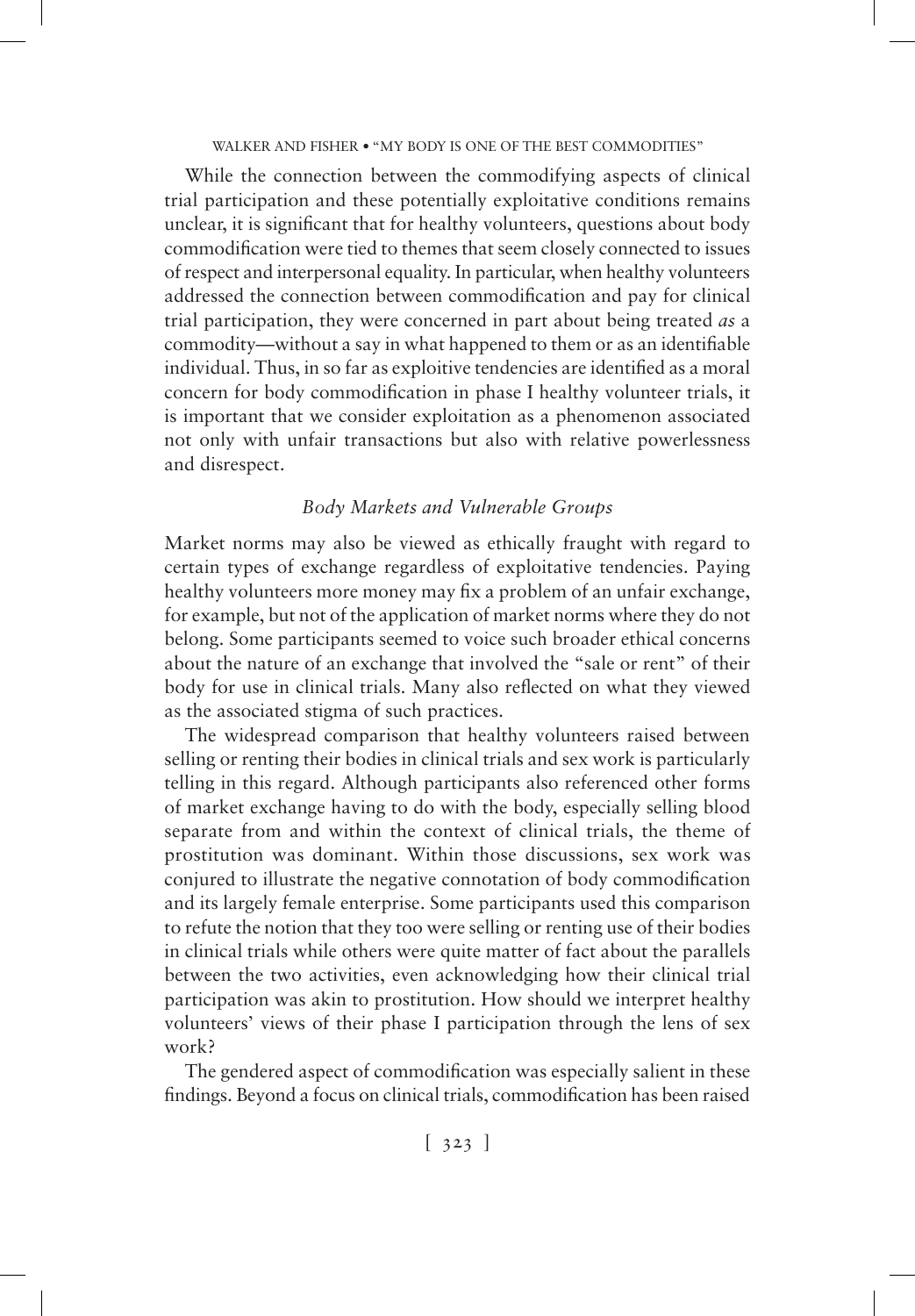While the connection between the commodifying aspects of clinical trial participation and these potentially exploitative conditions remains unclear, it is significant that for healthy volunteers, questions about body commodification were tied to themes that seem closely connected to issues of respect and interpersonal equality. In particular, when healthy volunteers addressed the connection between commodification and pay for clinical trial participation, they were concerned in part about being treated *as* a commodity—without a say in what happened to them or as an identifiable individual. Thus, in so far as exploitive tendencies are identified as a moral concern for body commodification in phase I healthy volunteer trials, it is important that we consider exploitation as a phenomenon associated not only with unfair transactions but also with relative powerlessness and disrespect.

### *Body Markets and Vulnerable Groups*

Market norms may also be viewed as ethically fraught with regard to certain types of exchange regardless of exploitative tendencies. Paying healthy volunteers more money may fix a problem of an unfair exchange, for example, but not of the application of market norms where they do not belong. Some participants seemed to voice such broader ethical concerns about the nature of an exchange that involved the "sale or rent" of their body for use in clinical trials. Many also reflected on what they viewed as the associated stigma of such practices.

The widespread comparison that healthy volunteers raised between selling or renting their bodies in clinical trials and sex work is particularly telling in this regard. Although participants also referenced other forms of market exchange having to do with the body, especially selling blood separate from and within the context of clinical trials, the theme of prostitution was dominant. Within those discussions, sex work was conjured to illustrate the negative connotation of body commodification and its largely female enterprise. Some participants used this comparison to refute the notion that they too were selling or renting use of their bodies in clinical trials while others were quite matter of fact about the parallels between the two activities, even acknowledging how their clinical trial participation was akin to prostitution. How should we interpret healthy volunteers' views of their phase I participation through the lens of sex work?

The gendered aspect of commodification was especially salient in these findings. Beyond a focus on clinical trials, commodification has been raised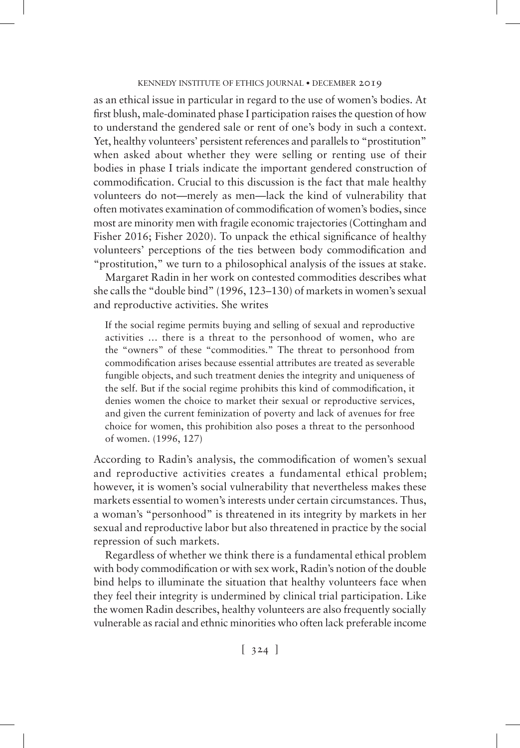as an ethical issue in particular in regard to the use of women's bodies. At first blush, male-dominated phase I participation raises the question of how to understand the gendered sale or rent of one's body in such a context. Yet, healthy volunteers' persistent references and parallels to "prostitution" when asked about whether they were selling or renting use of their bodies in phase I trials indicate the important gendered construction of commodification. Crucial to this discussion is the fact that male healthy volunteers do not—merely as men—lack the kind of vulnerability that often motivates examination of commodification of women's bodies, since most are minority men with fragile economic trajectories (Cottingham and Fisher 2016; Fisher 2020). To unpack the ethical significance of healthy volunteers' perceptions of the ties between body commodification and "prostitution," we turn to a philosophical analysis of the issues at stake.

Margaret Radin in her work on contested commodities describes what she calls the "double bind" (1996, 123–130) of markets in women's sexual and reproductive activities. She writes

> If the social regime permits buying and selling of sexual and reproductive activities ... there is a threat to the personhood of women, who are the "owners" of these "commodities." The threat to personhood from commodification arises because essential attributes are treated as severable fungible objects, and such treatment denies the integrity and uniqueness of the self. But if the social regime prohibits this kind of commodification, it denies women the choice to market their sexual or reproductive services, and given the current feminization of poverty and lack of avenues for free choice for women, this prohibition also poses a threat to the personhood of women. (1996, 127)

According to Radin's analysis, the commodification of women's sexual and reproductive activities creates a fundamental ethical problem; however, it is women's social vulnerability that nevertheless makes these markets essential to women's interests under certain circumstances. Thus, a woman's "personhood" is threatened in its integrity by markets in her sexual and reproductive labor but also threatened in practice by the social repression of such markets.

Regardless of whether we think there is a fundamental ethical problem with body commodification or with sex work, Radin's notion of the double bind helps to illuminate the situation that healthy volunteers face when they feel their integrity is undermined by clinical trial participation. Like the women Radin describes, healthy volunteers are also frequently socially vulnerable as racial and ethnic minorities who often lack preferable income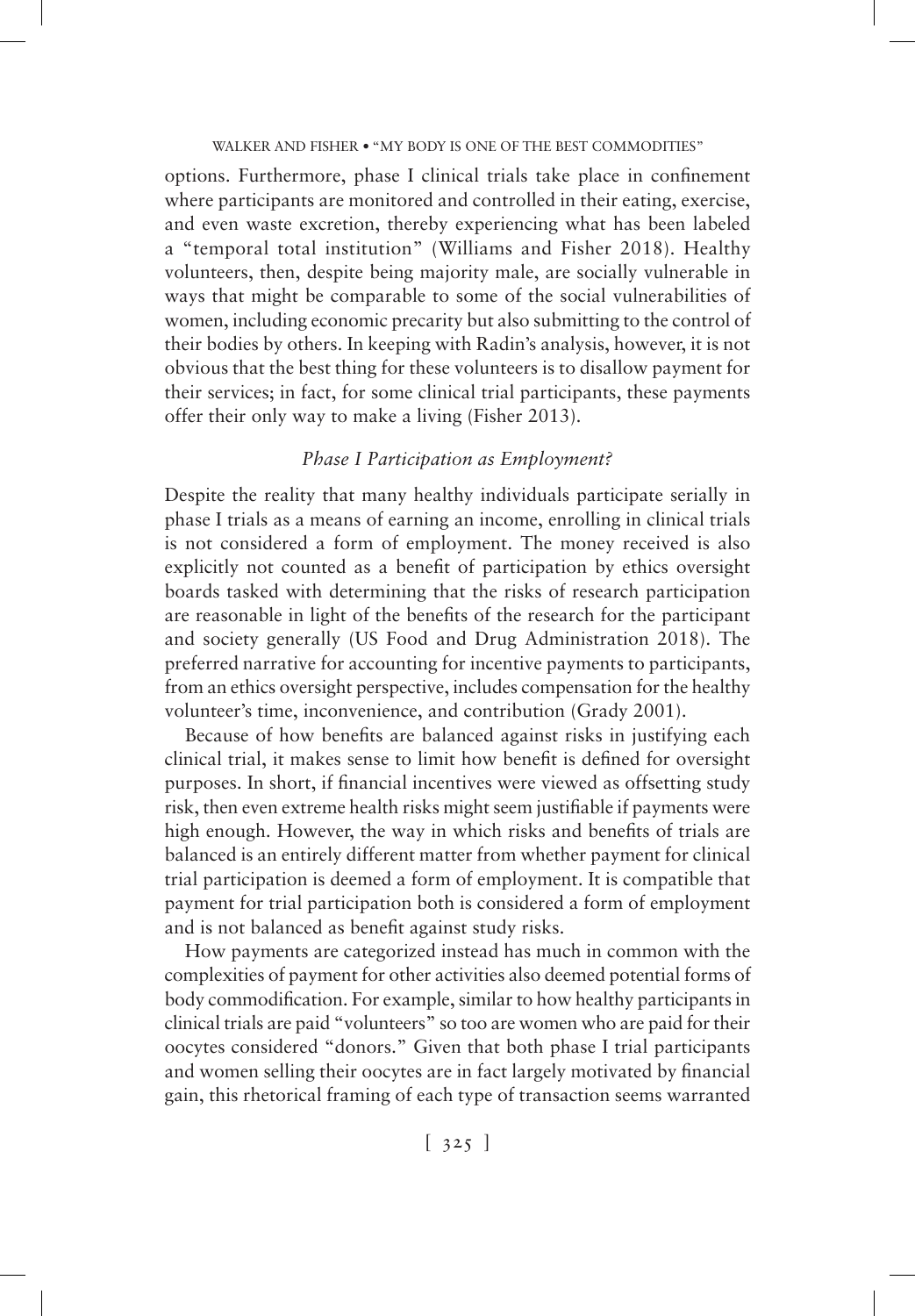options. Furthermore, phase I clinical trials take place in confinement where participants are monitored and controlled in their eating, exercise, and even waste excretion, thereby experiencing what has been labeled a "temporal total institution" (Williams and Fisher 2018). Healthy volunteers, then, despite being majority male, are socially vulnerable in ways that might be comparable to some of the social vulnerabilities of women, including economic precarity but also submitting to the control of their bodies by others. In keeping with Radin's analysis, however, it is not obvious that the best thing for these volunteers is to disallow payment for their services; in fact, for some clinical trial participants, these payments offer their only way to make a living (Fisher 2013).

### *Phase I Participation as Employment?*

Despite the reality that many healthy individuals participate serially in phase I trials as a means of earning an income, enrolling in clinical trials is not considered a form of employment. The money received is also explicitly not counted as a benefit of participation by ethics oversight boards tasked with determining that the risks of research participation are reasonable in light of the benefits of the research for the participant and society generally (US Food and Drug Administration 2018). The preferred narrative for accounting for incentive payments to participants, from an ethics oversight perspective, includes compensation for the healthy volunteer's time, inconvenience, and contribution (Grady 2001).

Because of how benefits are balanced against risks in justifying each clinical trial, it makes sense to limit how benefit is defined for oversight purposes. In short, if financial incentives were viewed as offsetting study risk, then even extreme health risks might seem justifiable if payments were high enough. However, the way in which risks and benefits of trials are balanced is an entirely different matter from whether payment for clinical trial participation is deemed a form of employment. It is compatible that payment for trial participation both is considered a form of employment and is not balanced as benefit against study risks.

How payments are categorized instead has much in common with the complexities of payment for other activities also deemed potential forms of body commodification. For example, similar to how healthy participants in clinical trials are paid "volunteers" so too are women who are paid for their oocytes considered "donors." Given that both phase I trial participants and women selling their oocytes are in fact largely motivated by financial gain, this rhetorical framing of each type of transaction seems warranted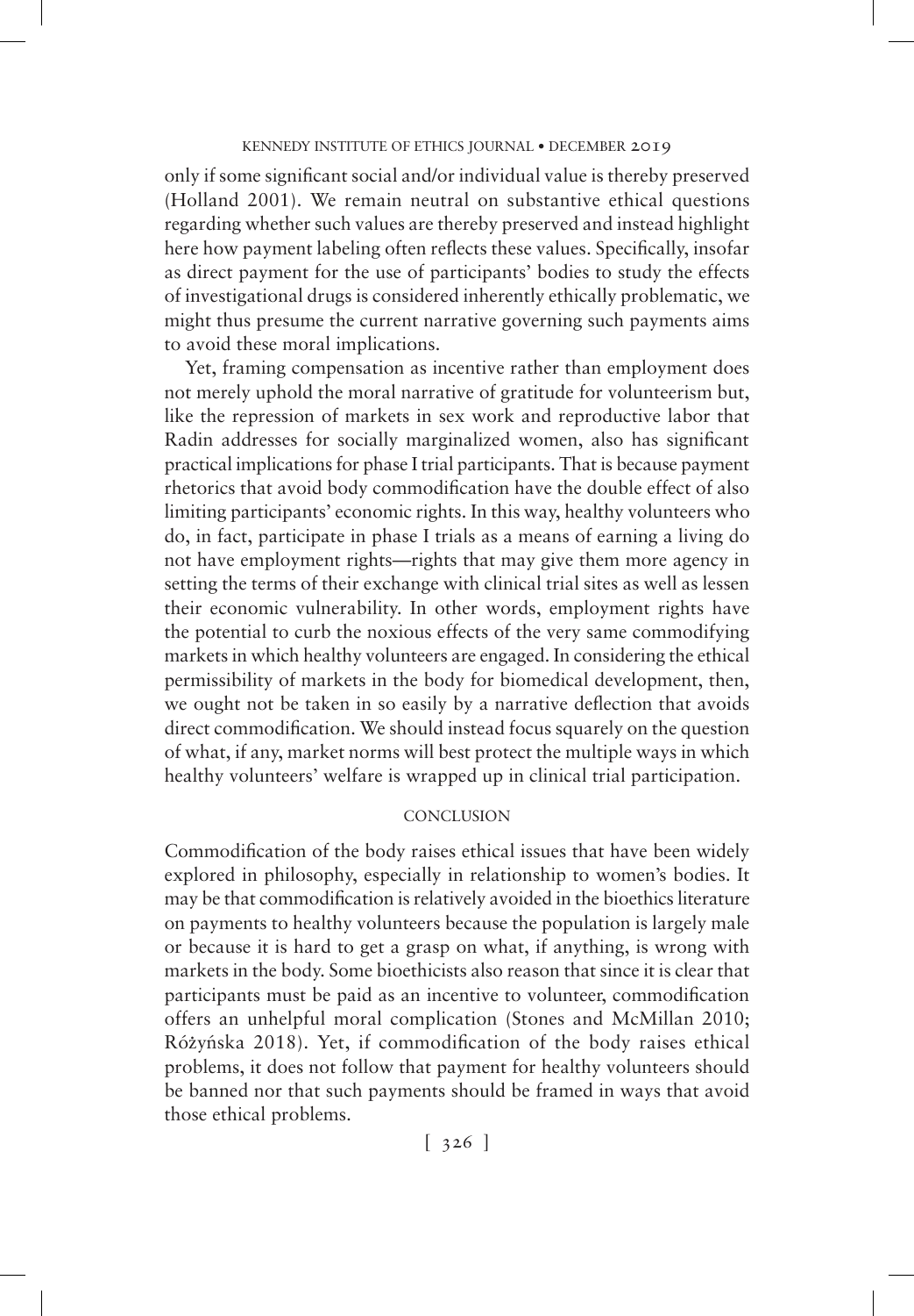only if some significant social and/or individual value is thereby preserved (Holland 2001). We remain neutral on substantive ethical questions regarding whether such values are thereby preserved and instead highlight here how payment labeling often reflects these values. Specifically, insofar as direct payment for the use of participants' bodies to study the effects of investigational drugs is considered inherently ethically problematic, we might thus presume the current narrative governing such payments aims to avoid these moral implications.

Yet, framing compensation as incentive rather than employment does not merely uphold the moral narrative of gratitude for volunteerism but, like the repression of markets in sex work and reproductive labor that Radin addresses for socially marginalized women, also has significant practical implications for phase I trial participants. That is because payment rhetorics that avoid body commodification have the double effect of also limiting participants' economic rights. In this way, healthy volunteers who do, in fact, participate in phase I trials as a means of earning a living do not have employment rights—rights that may give them more agency in setting the terms of their exchange with clinical trial sites as well as lessen their economic vulnerability. In other words, employment rights have the potential to curb the noxious effects of the very same commodifying markets in which healthy volunteers are engaged. In considering the ethical permissibility of markets in the body for biomedical development, then, we ought not be taken in so easily by a narrative deflection that avoids direct commodification. We should instead focus squarely on the question of what, if any, market norms will best protect the multiple ways in which healthy volunteers' welfare is wrapped up in clinical trial participation.

## CONCLUSION

Commodification of the body raises ethical issues that have been widely explored in philosophy, especially in relationship to women's bodies. It may be that commodification is relatively avoided in the bioethics literature on payments to healthy volunteers because the population is largely male or because it is hard to get a grasp on what, if anything, is wrong with markets in the body. Some bioethicists also reason that since it is clear that participants must be paid as an incentive to volunteer, commodification offers an unhelpful moral complication (Stones and McMillan 2010; Różyńska 2018). Yet, if commodification of the body raises ethical problems, it does not follow that payment for healthy volunteers should be banned nor that such payments should be framed in ways that avoid those ethical problems.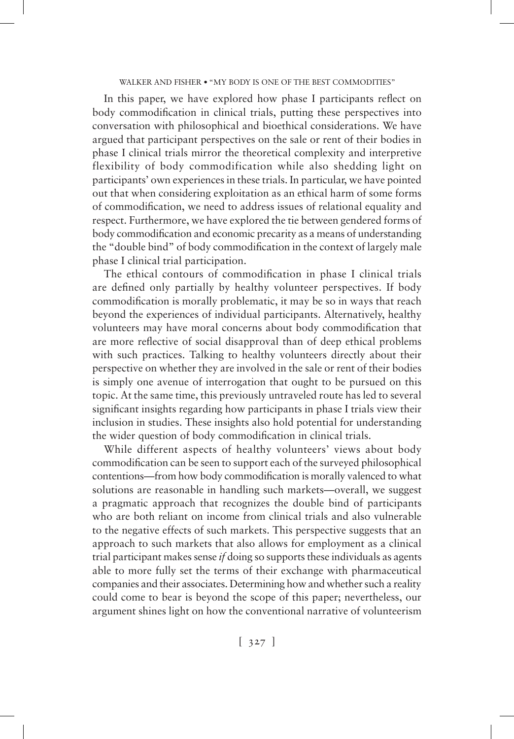In this paper, we have explored how phase I participants reflect on body commodification in clinical trials, putting these perspectives into conversation with philosophical and bioethical considerations. We have argued that participant perspectives on the sale or rent of their bodies in phase I clinical trials mirror the theoretical complexity and interpretive flexibility of body commodification while also shedding light on participants' own experiences in these trials. In particular, we have pointed out that when considering exploitation as an ethical harm of some forms of commodification, we need to address issues of relational equality and respect. Furthermore, we have explored the tie between gendered forms of body commodification and economic precarity as a means of understanding the "double bind" of body commodification in the context of largely male phase I clinical trial participation.

The ethical contours of commodification in phase I clinical trials are defined only partially by healthy volunteer perspectives. If body commodification is morally problematic, it may be so in ways that reach beyond the experiences of individual participants. Alternatively, healthy volunteers may have moral concerns about body commodification that are more reflective of social disapproval than of deep ethical problems with such practices. Talking to healthy volunteers directly about their perspective on whether they are involved in the sale or rent of their bodies is simply one avenue of interrogation that ought to be pursued on this topic. At the same time, this previously untraveled route has led to several significant insights regarding how participants in phase I trials view their inclusion in studies. These insights also hold potential for understanding the wider question of body commodification in clinical trials.

While different aspects of healthy volunteers' views about body commodification can be seen to support each of the surveyed philosophical contentions—from how body commodification is morally valenced to what solutions are reasonable in handling such markets—overall, we suggest a pragmatic approach that recognizes the double bind of participants who are both reliant on income from clinical trials and also vulnerable to the negative effects of such markets. This perspective suggests that an approach to such markets that also allows for employment as a clinical trial participant makes sense *if* doing so supports these individuals as agents able to more fully set the terms of their exchange with pharmaceutical companies and their associates. Determining how and whether such a reality could come to bear is beyond the scope of this paper; nevertheless, our argument shines light on how the conventional narrative of volunteerism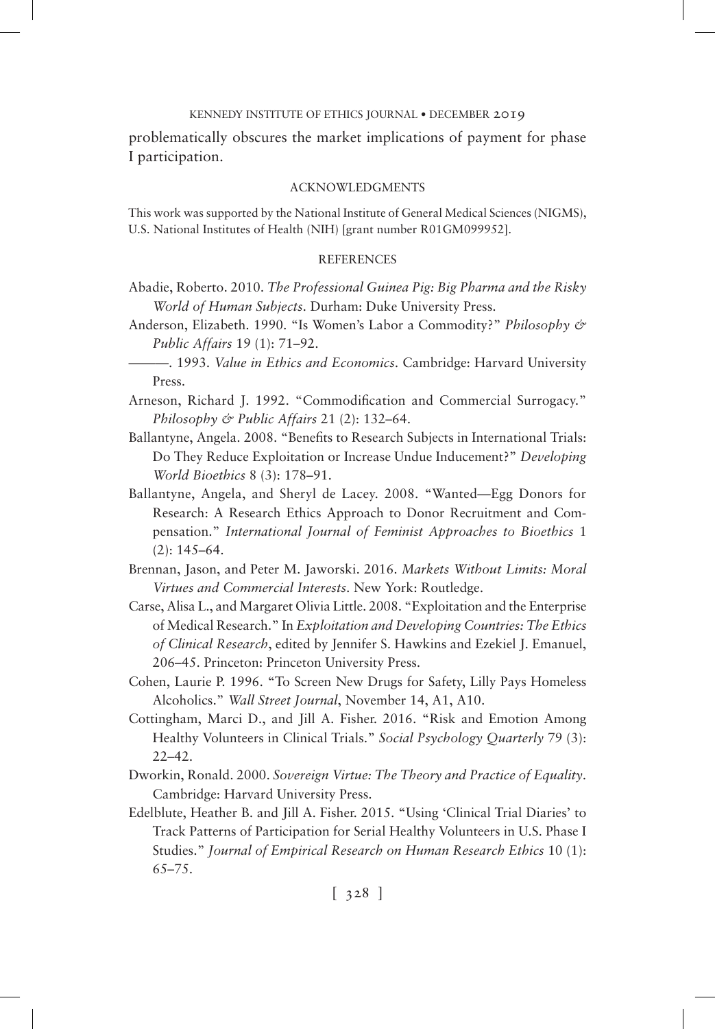problematically obscures the market implications of payment for phase I participation.

## ACKNOWLEDGMENTS

This work was supported by the National Institute of General Medical Sciences (NIGMS), U.S. National Institutes of Health (NIH) [grant number R01GM099952].

## REFERENCES

Abadie, Roberto. 2010. *The Professional Guinea Pig: Big Pharma and the Risky World of Human Subjects*. Durham: Duke University Press.

Anderson, Elizabeth. 1990. "Is Women's Labor a Commodity?" *Philosophy & Public Affairs* 19 (1): 71–92.

———. 1993. *Value in Ethics and Economics*. Cambridge: Harvard University Press.

Arneson, Richard J. 1992. "Commodification and Commercial Surrogacy." *Philosophy & Public Affairs* 21 (2): 132–64.

Ballantyne, Angela. 2008. "Benefits to Research Subjects in International Trials: Do They Reduce Exploitation or Increase Undue Inducement?" *Developing World Bioethics* 8 (3): 178–91.

Ballantyne, Angela, and Sheryl de Lacey. 2008. "Wanted—Egg Donors for Research: A Research Ethics Approach to Donor Recruitment and Compensation." *International Journal of Feminist Approaches to Bioethics* 1 (2): 145–64.

Brennan, Jason, and Peter M. Jaworski. 2016. *Markets Without Limits: Moral Virtues and Commercial Interests*. New York: Routledge.

Carse, Alisa L., and Margaret Olivia Little. 2008. "Exploitation and the Enterprise of Medical Research." In *Exploitation and Developing Countries: The Ethics of Clinical Research*, edited by Jennifer S. Hawkins and Ezekiel J. Emanuel, 206–45. Princeton: Princeton University Press.

Cohen, Laurie P. 1996. "To Screen New Drugs for Safety, Lilly Pays Homeless Alcoholics." *Wall Street Journal*, November 14, A1, A10.

Cottingham, Marci D., and Jill A. Fisher. 2016. "Risk and Emotion Among Healthy Volunteers in Clinical Trials." *Social Psychology Quarterly* 79 (3): 22–42.

Dworkin, Ronald. 2000. *Sovereign Virtue: The Theory and Practice of Equality*. Cambridge: Harvard University Press.

Edelblute, Heather B. and Jill A. Fisher. 2015. "Using 'Clinical Trial Diaries' to Track Patterns of Participation for Serial Healthy Volunteers in U.S. Phase I Studies." *Journal of Empirical Research on Human Research Ethics* 10 (1): 65–75.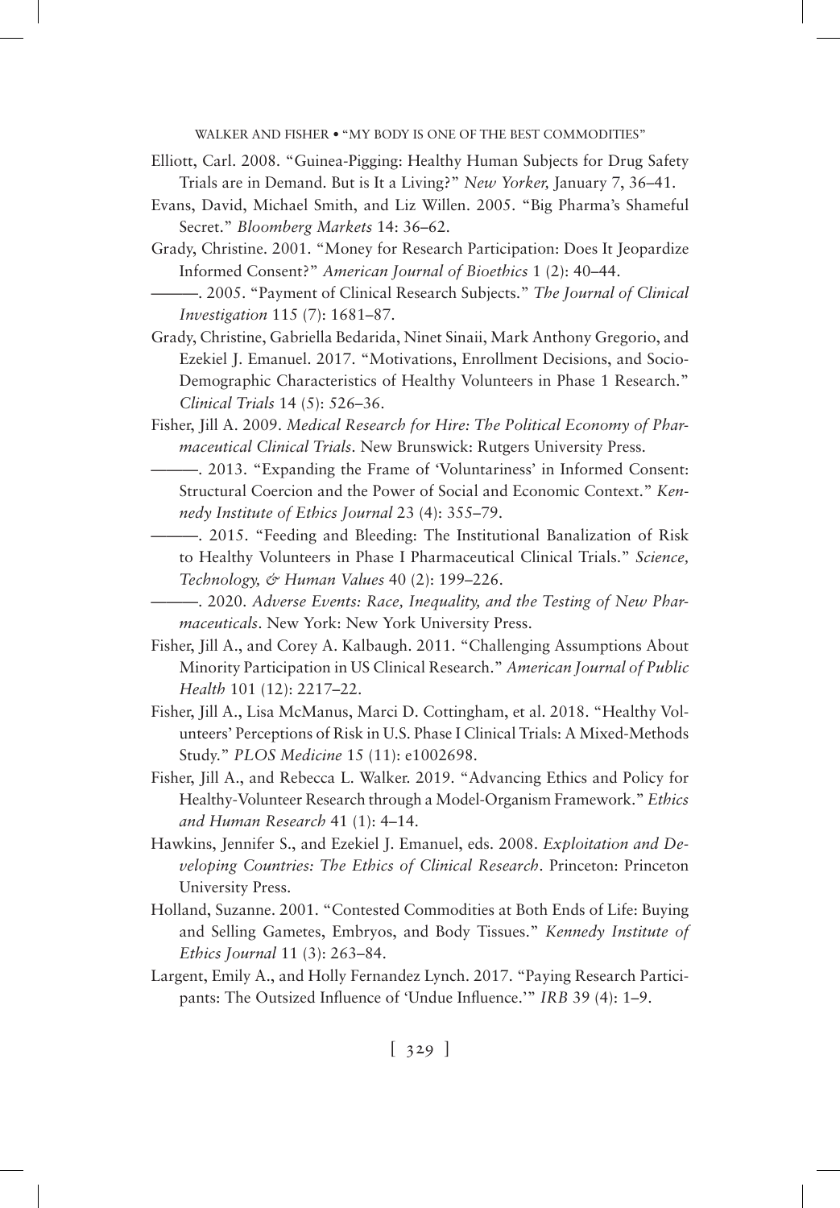Elliott, Carl. 2008. "Guinea-Pigging: Healthy Human Subjects for Drug Safety Trials are in Demand. But is It a Living?" *New Yorker,* January 7, 36–41.

Evans, David, Michael Smith, and Liz Willen. 2005. "Big Pharma's Shameful Secret." *Bloomberg Markets* 14: 36–62.

Grady, Christine. 2001. "Money for Research Participation: Does It Jeopardize Informed Consent?" *American Journal of Bioethics* 1 (2): 40–44.

———. 2005. "Payment of Clinical Research Subjects." *The Journal of Clinical Investigation* 115 (7): 1681–87.

Grady, Christine, Gabriella Bedarida, Ninet Sinaii, Mark Anthony Gregorio, and Ezekiel J. Emanuel. 2017. "Motivations, Enrollment Decisions, and Socio-Demographic Characteristics of Healthy Volunteers in Phase 1 Research." *Clinical Trials* 14 (5): 526–36.

Fisher, Jill A. 2009. *Medical Research for Hire: The Political Economy of Pharmaceutical Clinical Trials*. New Brunswick: Rutgers University Press.

———. 2013. "Expanding the Frame of 'Voluntariness' in Informed Consent: Structural Coercion and the Power of Social and Economic Context." *Kennedy Institute of Ethics Journal* 23 (4): 355–79.

———. 2015. "Feeding and Bleeding: The Institutional Banalization of Risk to Healthy Volunteers in Phase I Pharmaceutical Clinical Trials." *Science, Technology, & Human Values* 40 (2): 199–226.

———. 2020. *Adverse Events: Race, Inequality, and the Testing of New Pharmaceuticals*. New York: New York University Press.

Fisher, Jill A., and Corey A. Kalbaugh. 2011. "Challenging Assumptions About Minority Participation in US Clinical Research." *American Journal of Public Health* 101 (12): 2217–22.

Fisher, Jill A., Lisa McManus, Marci D. Cottingham, et al. 2018. "Healthy Volunteers' Perceptions of Risk in U.S. Phase I Clinical Trials: A Mixed-Methods Study." *PLOS Medicine* 15 (11): e1002698.

Fisher, Jill A., and Rebecca L. Walker. 2019. "Advancing Ethics and Policy for Healthy-Volunteer Research through a Model-Organism Framework." *Ethics and Human Research* 41 (1): 4–14.

Hawkins, Jennifer S., and Ezekiel J. Emanuel, eds. 2008. *Exploitation and Developing Countries: The Ethics of Clinical Research*. Princeton: Princeton University Press.

Holland, Suzanne. 2001. "Contested Commodities at Both Ends of Life: Buying and Selling Gametes, Embryos, and Body Tissues." *Kennedy Institute of Ethics Journal* 11 (3): 263–84.

Largent, Emily A., and Holly Fernandez Lynch. 2017. "Paying Research Participants: The Outsized Influence of 'Undue Influence.'" *IRB* 39 (4): 1–9.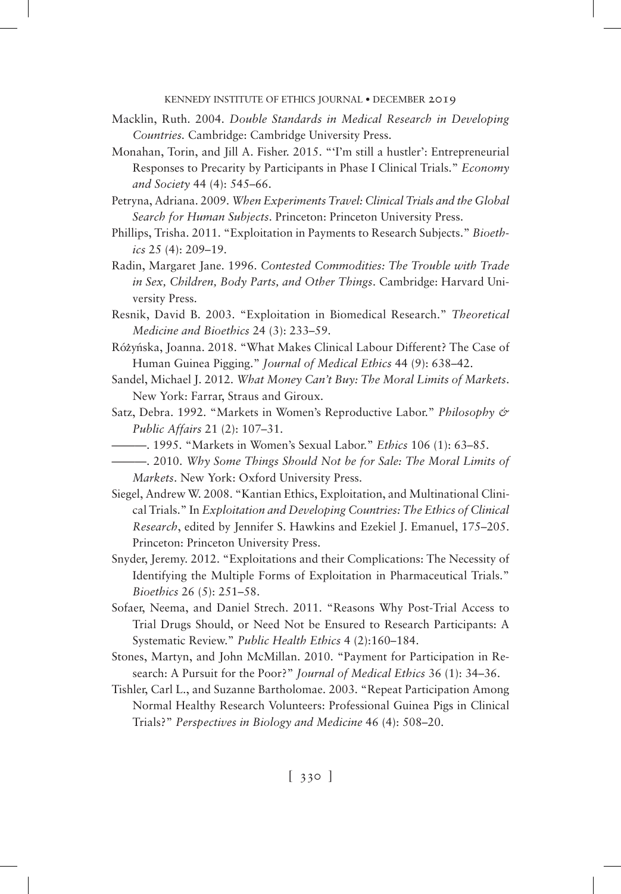Macklin, Ruth. 2004. *Double Standards in Medical Research in Developing Countries.* Cambridge: Cambridge University Press.

Monahan, Torin, and Jill A. Fisher. 2015. "'I'm still a hustler': Entrepreneurial Responses to Precarity by Participants in Phase I Clinical Trials." *Economy and Society* 44 (4): 545–66.

Petryna, Adriana. 2009. *When Experiments Travel: Clinical Trials and the Global Search for Human Subjects*. Princeton: Princeton University Press.

Phillips, Trisha. 2011. "Exploitation in Payments to Research Subjects." *Bioethics* 25 (4): 209–19.

Radin, Margaret Jane. 1996. *Contested Commodities: The Trouble with Trade in Sex, Children, Body Parts, and Other Things*. Cambridge: Harvard University Press.

Resnik, David B. 2003. "Exploitation in Biomedical Research." *Theoretical Medicine and Bioethics* 24 (3): 233–59.

Różyńska, Joanna. 2018. "What Makes Clinical Labour Different? The Case of Human Guinea Pigging." *Journal of Medical Ethics* 44 (9): 638–42.

Sandel, Michael J. 2012. *What Money Can't Buy: The Moral Limits of Markets*. New York: Farrar, Straus and Giroux.

Satz, Debra. 1992. "Markets in Women's Reproductive Labor." *Philosophy & Public Affairs* 21 (2): 107–31.

———. 1995. "Markets in Women's Sexual Labor." *Ethics* 106 (1): 63–85.

———. 2010. *Why Some Things Should Not be for Sale: The Moral Limits of Markets*. New York: Oxford University Press.

Siegel, Andrew W. 2008. "Kantian Ethics, Exploitation, and Multinational Clinical Trials." In *Exploitation and Developing Countries: The Ethics of Clinical Research*, edited by Jennifer S. Hawkins and Ezekiel J. Emanuel, 175–205. Princeton: Princeton University Press.

Snyder, Jeremy. 2012. "Exploitations and their Complications: The Necessity of Identifying the Multiple Forms of Exploitation in Pharmaceutical Trials." *Bioethics* 26 (5): 251–58.

Sofaer, Neema, and Daniel Strech. 2011. "Reasons Why Post-Trial Access to Trial Drugs Should, or Need Not be Ensured to Research Participants: A Systematic Review." *Public Health Ethics* 4 (2):160–184.

Stones, Martyn, and John McMillan. 2010. "Payment for Participation in Research: A Pursuit for the Poor?" *Journal of Medical Ethics* 36 (1): 34–36.

Tishler, Carl L., and Suzanne Bartholomae. 2003. "Repeat Participation Among Normal Healthy Research Volunteers: Professional Guinea Pigs in Clinical Trials?" *Perspectives in Biology and Medicine* 46 (4): 508–20.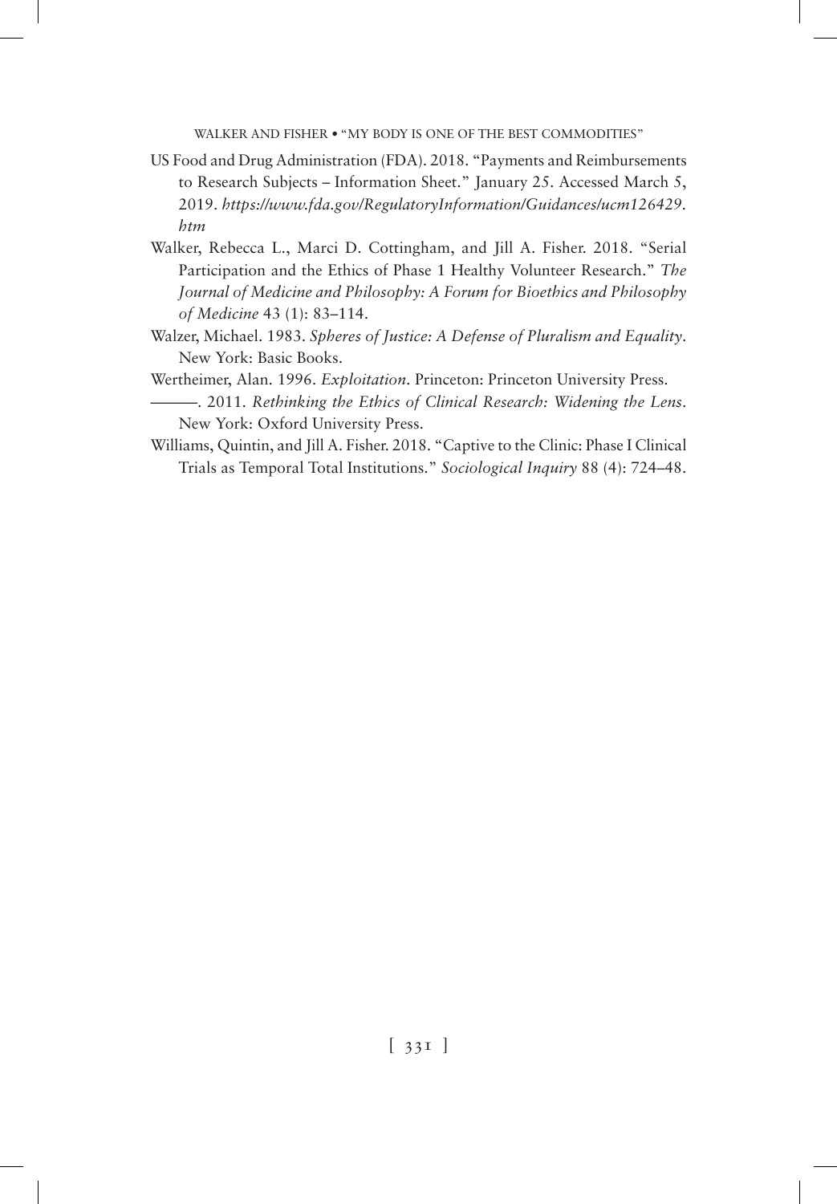US Food and Drug Administration (FDA). 2018. "Payments and Reimbursements to Research Subjects – Information Sheet." January 25. Accessed March 5, 2019. *https://www.fda.gov/RegulatoryInformation/Guidances/ucm126429.htm*

Walker, Rebecca L., Marci D. Cottingham, and Jill A. Fisher. 2018. "Serial Participation and the Ethics of Phase 1 Healthy Volunteer Research." *The Journal of Medicine and Philosophy: A Forum for Bioethics and Philosophy of Medicine* 43 (1): 83–114.

Walzer, Michael. 1983. *Spheres of Justice: A Defense of Pluralism and Equality*. New York: Basic Books.

Wertheimer, Alan. 1996. *Exploitation*. Princeton: Princeton University Press.

———. 2011. *Rethinking the Ethics of Clinical Research: Widening the Lens*. New York: Oxford University Press.

Williams, Quintin, and Jill A. Fisher. 2018. "Captive to the Clinic: Phase I Clinical Trials as Temporal Total Institutions." *Sociological Inquiry* 88 (4): 724–48.